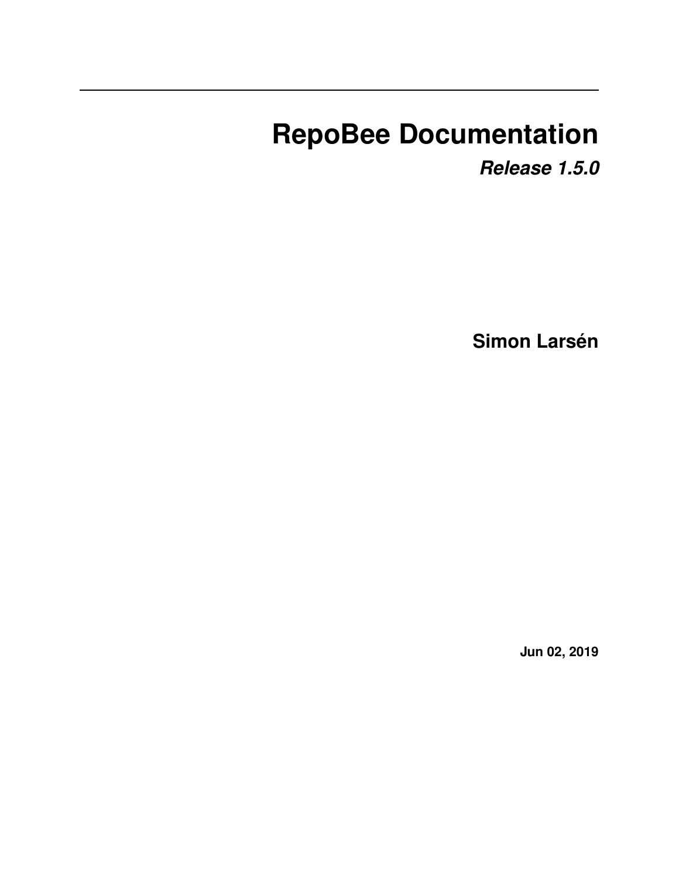# RepoBee Documentation

***Release 1.5.0***

**Simon Larsén**

**Jun 02, 2019**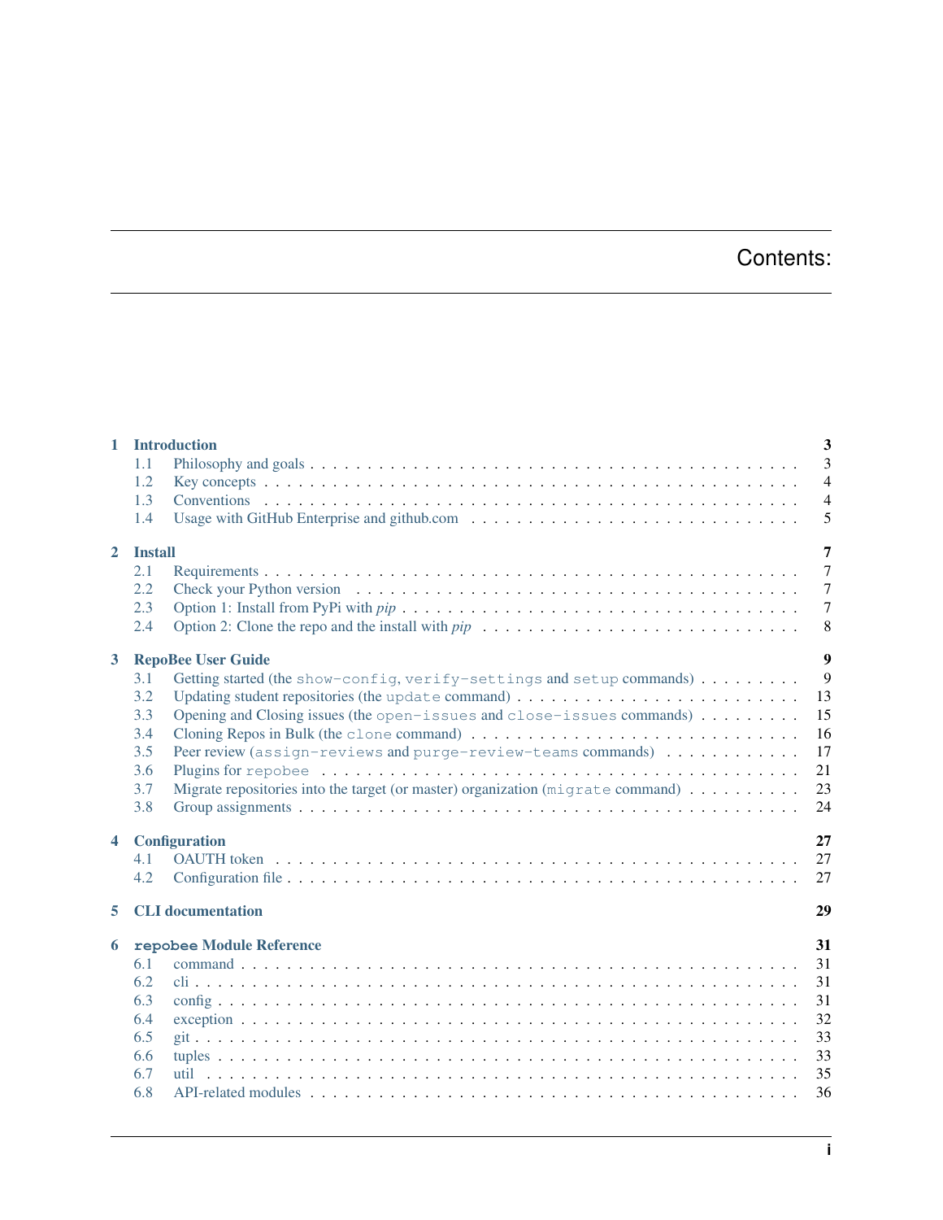# Contents:

- **1 Introduction** — 3
  - 1.1 Philosophy and goals — 3
  - 1.2 Key concepts — 4
  - 1.3 Conventions — 4
  - 1.4 Usage with GitHub Enterprise and github.com — 5
- **2 Install** — 7
  - 2.1 Requirements — 7
  - 2.2 Check your Python version — 7
  - 2.3 Option 1: Install from PyPi with *pip* — 7
  - 2.4 Option 2: Clone the repo and the install with *pip* — 8
- **3 RepoBee User Guide** — 9
  - 3.1 Getting started (the `show-config`, `verify-settings` and `setup` commands) — 9
  - 3.2 Updating student repositories (the `update` command) — 13
  - 3.3 Opening and Closing issues (the `open-issues` and `close-issues` commands) — 15
  - 3.4 Cloning Repos in Bulk (the `clone` command) — 16
  - 3.5 Peer review (`assign-reviews` and `purge-review-teams` commands) — 17
  - 3.6 Plugins for `repobee` — 21
  - 3.7 Migrate repositories into the target (or master) organization (`migrate` command) — 23
  - 3.8 Group assignments — 24
- **4 Configuration** — 27
  - 4.1 OAUTH token — 27
  - 4.2 Configuration file — 27
- **5 CLI documentation** — 29
- **6 `repobee` Module Reference** — 31
  - 6.1 command — 31
  - 6.2 cli — 31
  - 6.3 config — 31
  - 6.4 exception — 32
  - 6.5 git — 33
  - 6.6 tuples — 33
  - 6.7 util — 35
  - 6.8 API-related modules — 36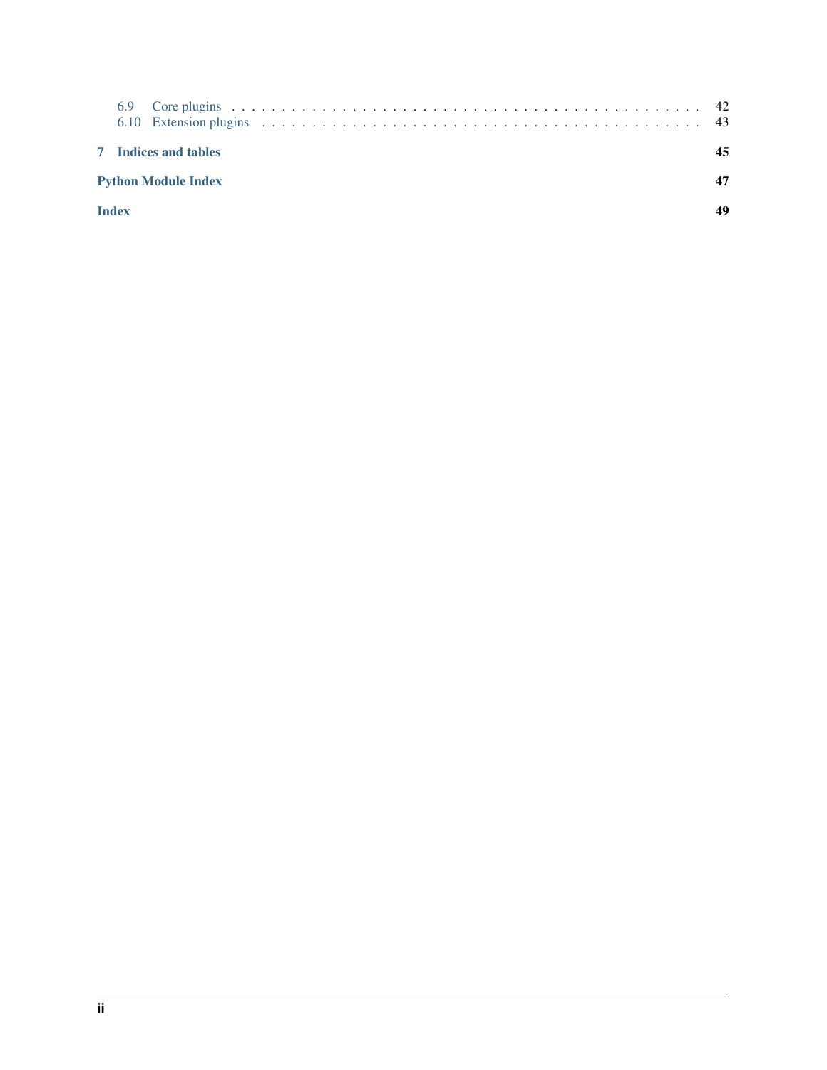6.9 Core plugins . . . . . . . . . . . . . . . . . . . . . . . . . . . . . . . . . . . . . . . . . . . . . . 42
6.10 Extension plugins . . . . . . . . . . . . . . . . . . . . . . . . . . . . . . . . . . . . . . . . . . . 43

**7 Indices and tables** **45**

**Python Module Index** **47**

**Index** **49**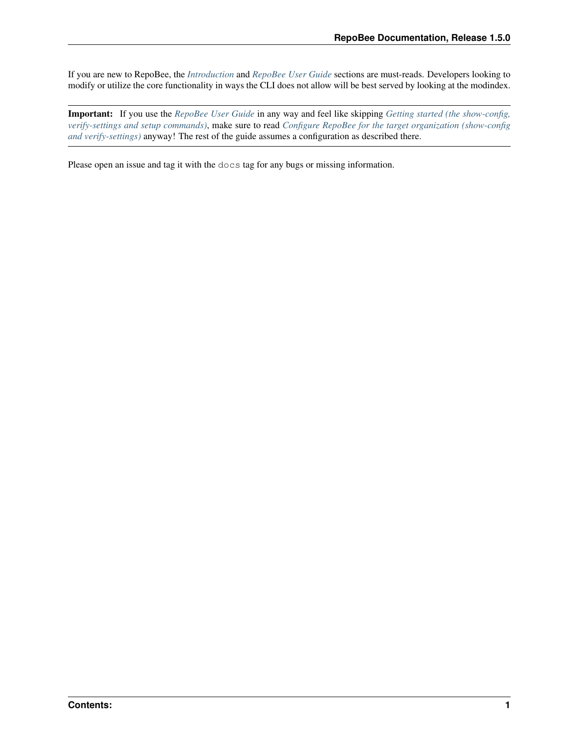If you are new to RepoBee, the *Introduction* and *RepoBee User Guide* sections are must-reads. Developers looking to modify or utilize the core functionality in ways the CLI does not allow will be best served by looking at the modindex.

**Important:** If you use the *RepoBee User Guide* in any way and feel like skipping *Getting started (the show-config, verify-settings and setup commands)*, make sure to read *Configure RepoBee for the target organization (show-config and verify-settings)* anyway! The rest of the guide assumes a configuration as described there.

Please open an issue and tag it with the `docs` tag for any bugs or missing information.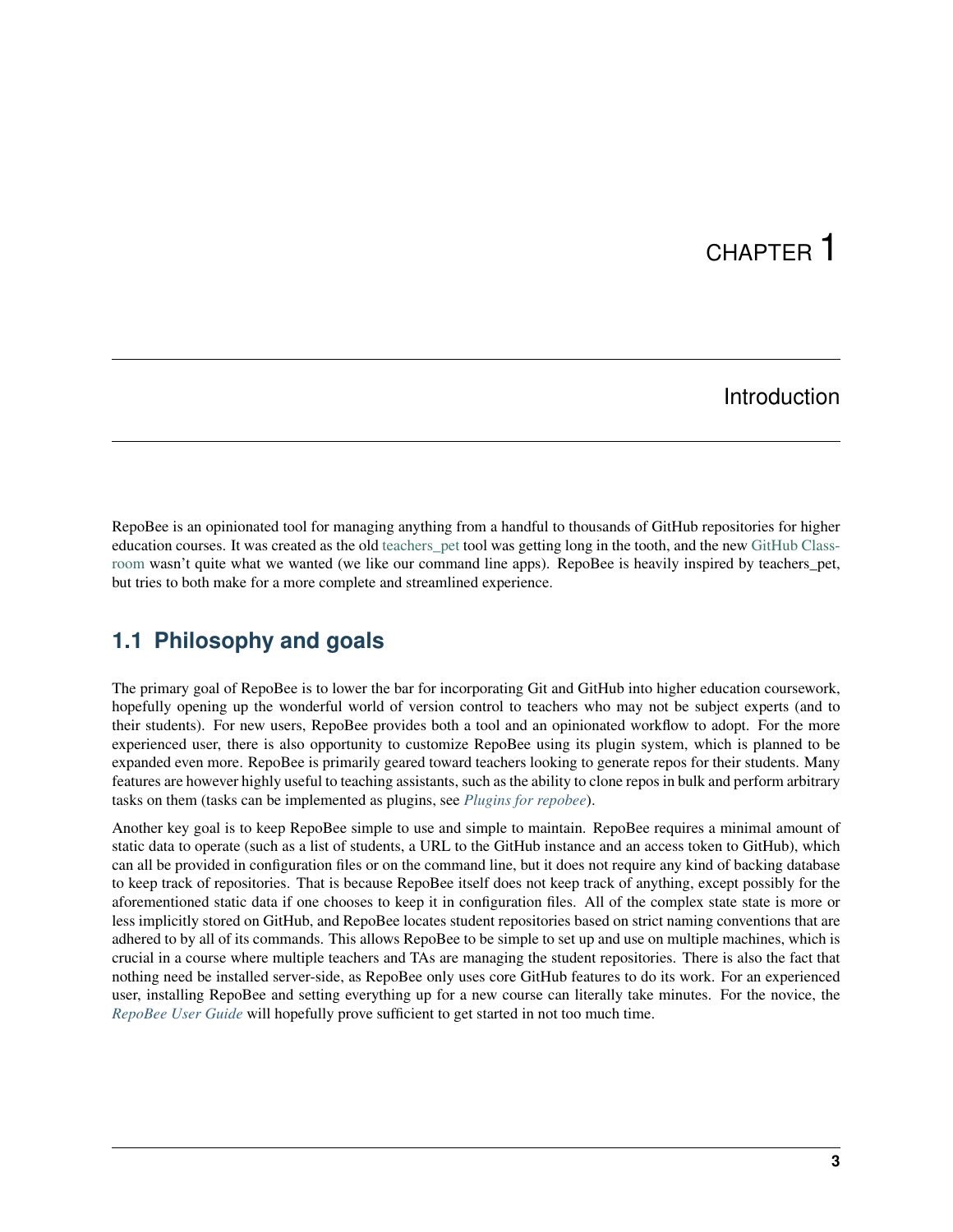# CHAPTER 1

# Introduction

RepoBee is an opinionated tool for managing anything from a handful to thousands of GitHub repositories for higher education courses. It was created as the old teachers_pet tool was getting long in the tooth, and the new GitHub Classroom wasn't quite what we wanted (we like our command line apps). RepoBee is heavily inspired by teachers_pet, but tries to both make for a more complete and streamlined experience.

## 1.1 Philosophy and goals

The primary goal of RepoBee is to lower the bar for incorporating Git and GitHub into higher education coursework, hopefully opening up the wonderful world of version control to teachers who may not be subject experts (and to their students). For new users, RepoBee provides both a tool and an opinionated workflow to adopt. For the more experienced user, there is also opportunity to customize RepoBee using its plugin system, which is planned to be expanded even more. RepoBee is primarily geared toward teachers looking to generate repos for their students. Many features are however highly useful to teaching assistants, such as the ability to clone repos in bulk and perform arbitrary tasks on them (tasks can be implemented as plugins, see *Plugins for repobee*).

Another key goal is to keep RepoBee simple to use and simple to maintain. RepoBee requires a minimal amount of static data to operate (such as a list of students, a URL to the GitHub instance and an access token to GitHub), which can all be provided in configuration files or on the command line, but it does not require any kind of backing database to keep track of repositories. That is because RepoBee itself does not keep track of anything, except possibly for the aforementioned static data if one chooses to keep it in configuration files. All of the complex state state is more or less implicitly stored on GitHub, and RepoBee locates student repositories based on strict naming conventions that are adhered to by all of its commands. This allows RepoBee to be simple to set up and use on multiple machines, which is crucial in a course where multiple teachers and TAs are managing the student repositories. There is also the fact that nothing need be installed server-side, as RepoBee only uses core GitHub features to do its work. For an experienced user, installing RepoBee and setting everything up for a new course can literally take minutes. For the novice, the *RepoBee User Guide* will hopefully prove sufficient to get started in not too much time.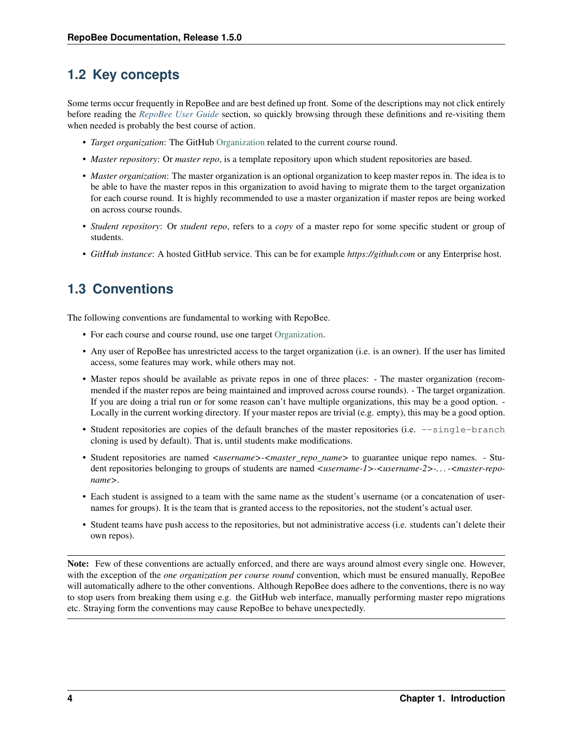## 1.2 Key concepts

Some terms occur frequently in RepoBee and are best defined up front. Some of the descriptions may not click entirely before reading the *RepoBee User Guide* section, so quickly browsing through these definitions and re-visiting them when needed is probably the best course of action.

- *Target organization*: The GitHub Organization related to the current course round.
- *Master repository*: Or *master repo*, is a template repository upon which student repositories are based.
- *Master organization*: The master organization is an optional organization to keep master repos in. The idea is to be able to have the master repos in this organization to avoid having to migrate them to the target organization for each course round. It is highly recommended to use a master organization if master repos are being worked on across course rounds.
- *Student repository*: Or *student repo*, refers to a *copy* of a master repo for some specific student or group of students.
- *GitHub instance*: A hosted GitHub service. This can be for example *https://github.com* or any Enterprise host.

## 1.3 Conventions

The following conventions are fundamental to working with RepoBee.

- For each course and course round, use one target Organization.
- Any user of RepoBee has unrestricted access to the target organization (i.e. is an owner). If the user has limited access, some features may work, while others may not.
- Master repos should be available as private repos in one of three places: - The master organization (recommended if the master repos are being maintained and improved across course rounds). - The target organization. If you are doing a trial run or for some reason can't have multiple organizations, this may be a good option. - Locally in the current working directory. If your master repos are trivial (e.g. empty), this may be a good option.
- Student repositories are copies of the default branches of the master repositories (i.e. `--single-branch` cloning is used by default). That is, until students make modifications.
- Student repositories are named *<username>-<master_repo_name>* to guarantee unique repo names. - Student repositories belonging to groups of students are named *<username-1>-<username-2>-...-<master-repo-name>*.
- Each student is assigned to a team with the same name as the student's username (or a concatenation of usernames for groups). It is the team that is granted access to the repositories, not the student's actual user.
- Student teams have push access to the repositories, but not administrative access (i.e. students can't delete their own repos).

**Note:** Few of these conventions are actually enforced, and there are ways around almost every single one. However, with the exception of the *one organization per course round* convention, which must be ensured manually, RepoBee will automatically adhere to the other conventions. Although RepoBee does adhere to the conventions, there is no way to stop users from breaking them using e.g. the GitHub web interface, manually performing master repo migrations etc. Straying form the conventions may cause RepoBee to behave unexpectedly.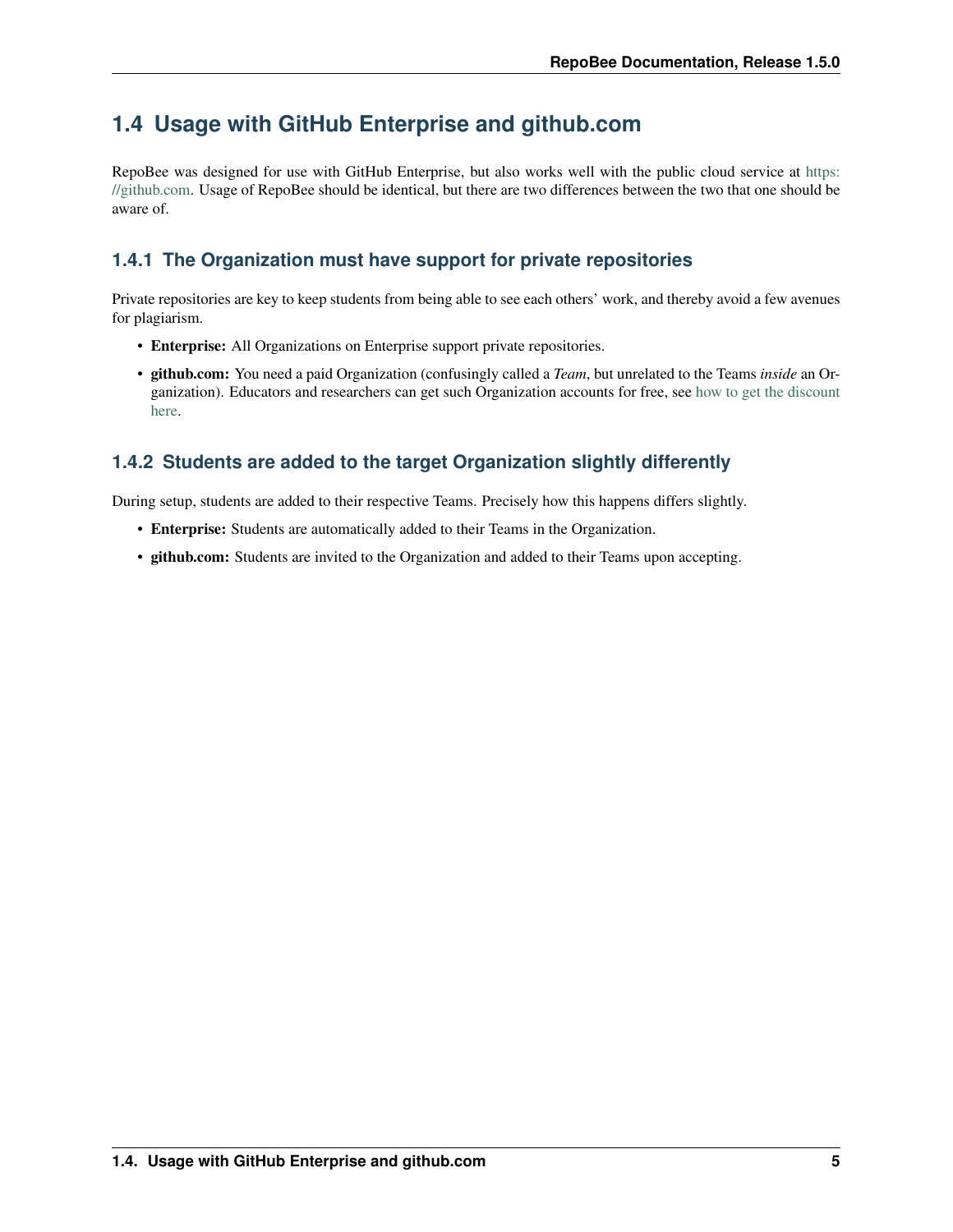## 1.4 Usage with GitHub Enterprise and github.com

RepoBee was designed for use with GitHub Enterprise, but also works well with the public cloud service at https://github.com. Usage of RepoBee should be identical, but there are two differences between the two that one should be aware of.

### 1.4.1 The Organization must have support for private repositories

Private repositories are key to keep students from being able to see each others' work, and thereby avoid a few avenues for plagiarism.

- **Enterprise:** All Organizations on Enterprise support private repositories.
- **github.com:** You need a paid Organization (confusingly called a *Team*, but unrelated to the Teams *inside* an Organization). Educators and researchers can get such Organization accounts for free, see how to get the discount here.

### 1.4.2 Students are added to the target Organization slightly differently

During setup, students are added to their respective Teams. Precisely how this happens differs slightly.

- **Enterprise:** Students are automatically added to their Teams in the Organization.
- **github.com:** Students are invited to the Organization and added to their Teams upon accepting.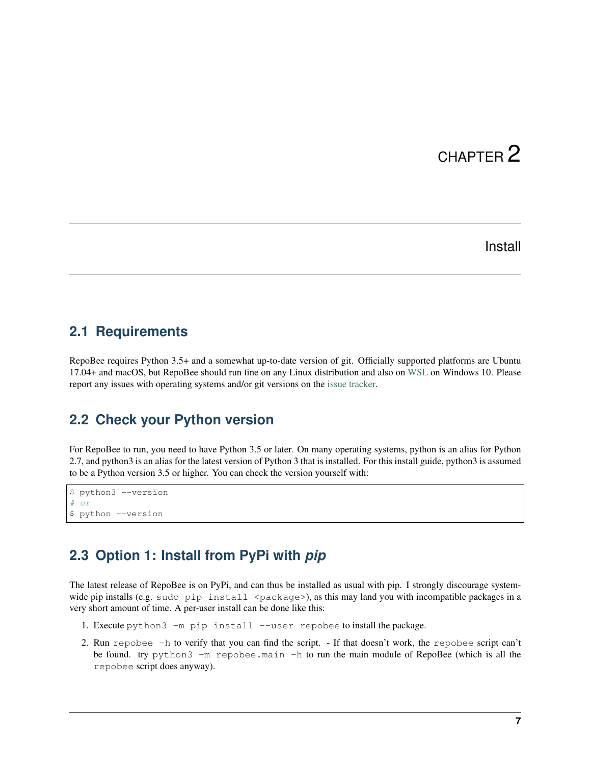# CHAPTER 2

# Install

## 2.1 Requirements

RepoBee requires Python 3.5+ and a somewhat up-to-date version of git. Officially supported platforms are Ubuntu 17.04+ and macOS, but RepoBee should run fine on any Linux distribution and also on WSL on Windows 10. Please report any issues with operating systems and/or git versions on the issue tracker.

## 2.2 Check your Python version

For RepoBee to run, you need to have Python 3.5 or later. On many operating systems, python is an alias for Python 2.7, and python3 is an alias for the latest version of Python 3 that is installed. For this install guide, python3 is assumed to be a Python version 3.5 or higher. You can check the version yourself with:

```
$ python3 --version
# or
$ python --version
```

## 2.3 Option 1: Install from PyPi with *pip*

The latest release of RepoBee is on PyPi, and can thus be installed as usual with pip. I strongly discourage system-wide pip installs (e.g. `sudo pip install <package>`), as this may land you with incompatible packages in a very short amount of time. A per-user install can be done like this:

1. Execute `python3 -m pip install --user repobee` to install the package.
2. Run `repobee -h` to verify that you can find the script. - If that doesn't work, the `repobee` script can't be found. try `python3 -m repobee.main -h` to run the main module of RepoBee (which is all the `repobee` script does anyway).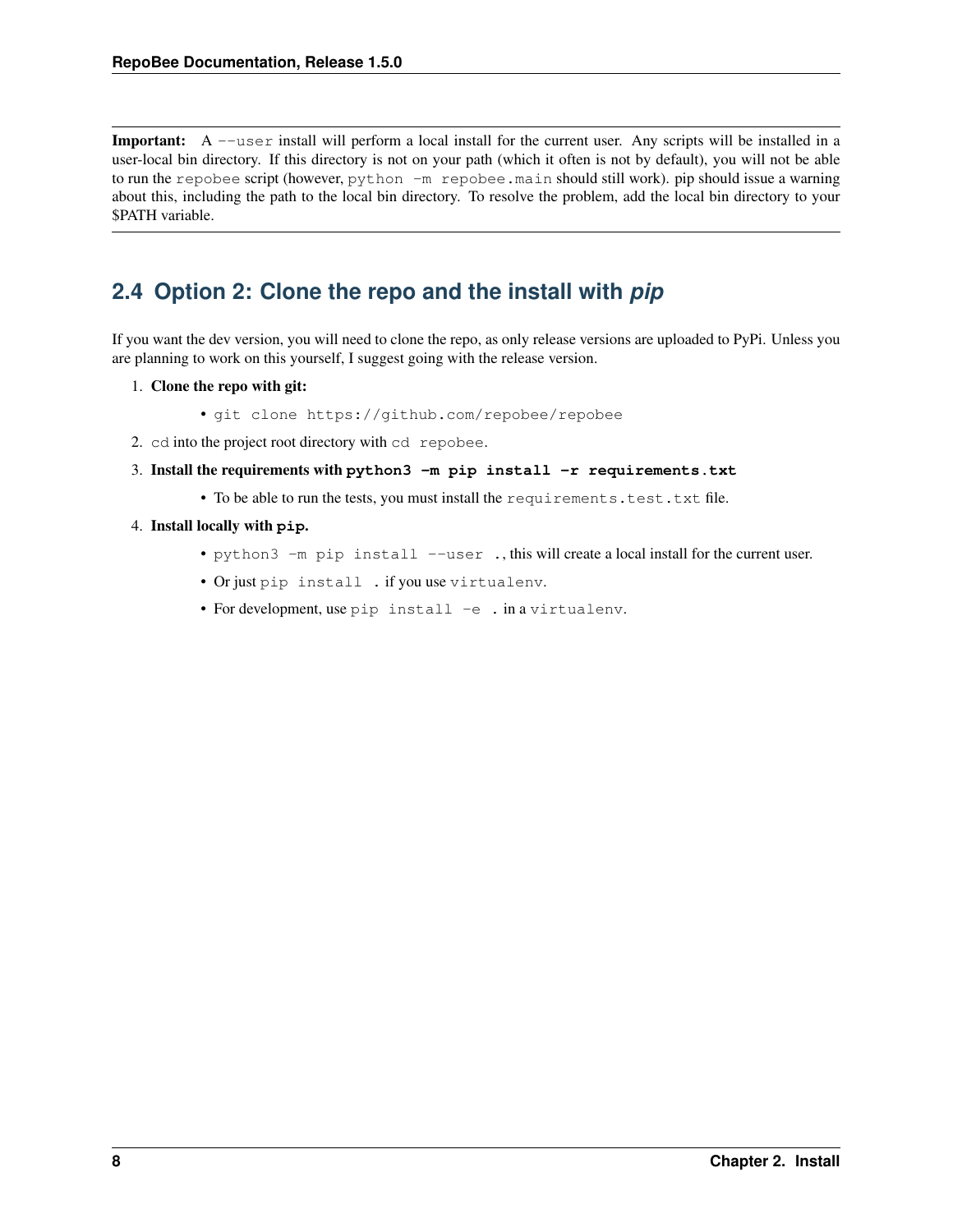**Important:** A `--user` install will perform a local install for the current user. Any scripts will be installed in a user-local bin directory. If this directory is not on your path (which it often is not by default), you will not be able to run the `repobee` script (however, `python -m repobee.main` should still work). pip should issue a warning about this, including the path to the local bin directory. To resolve the problem, add the local bin directory to your $PATH variable.

## 2.4 Option 2: Clone the repo and the install with *pip*

If you want the dev version, you will need to clone the repo, as only release versions are uploaded to PyPi. Unless you are planning to work on this yourself, I suggest going with the release version.

1. **Clone the repo with git:**
   - `git clone https://github.com/repobee/repobee`
2. `cd` into the project root directory with `cd repobee`.
3. **Install the requirements with `python3 -m pip install -r requirements.txt`**
   - To be able to run the tests, you must install the `requirements.test.txt` file.
4. **Install locally with `pip`.**
   - `python3 -m pip install --user .`, this will create a local install for the current user.
   - Or just `pip install .` if you use `virtualenv`.
   - For development, use `pip install -e .` in a `virtualenv`.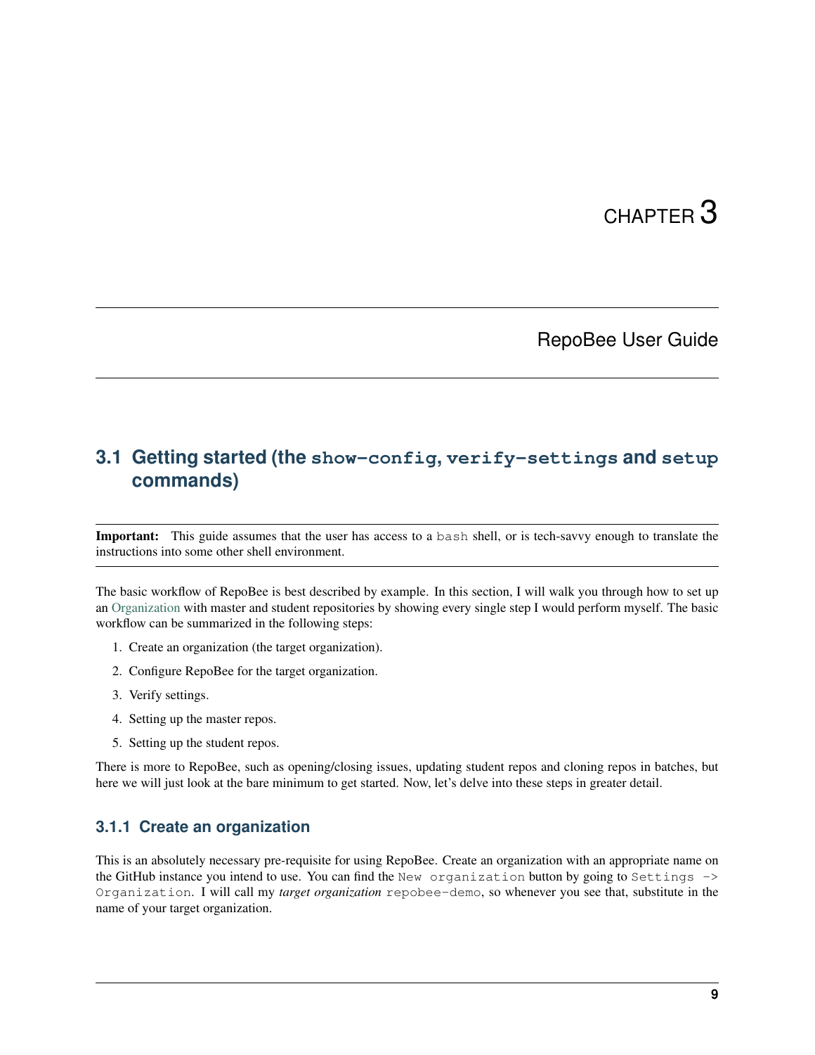# CHAPTER 3

# RepoBee User Guide

## 3.1 Getting started (the `show-config`, `verify-settings` and `setup` commands)

**Important:** This guide assumes that the user has access to a `bash` shell, or is tech-savvy enough to translate the instructions into some other shell environment.

The basic workflow of RepoBee is best described by example. In this section, I will walk you through how to set up an Organization with master and student repositories by showing every single step I would perform myself. The basic workflow can be summarized in the following steps:

1. Create an organization (the target organization).
2. Configure RepoBee for the target organization.
3. Verify settings.
4. Setting up the master repos.
5. Setting up the student repos.

There is more to RepoBee, such as opening/closing issues, updating student repos and cloning repos in batches, but here we will just look at the bare minimum to get started. Now, let's delve into these steps in greater detail.

### 3.1.1 Create an organization

This is an absolutely necessary pre-requisite for using RepoBee. Create an organization with an appropriate name on the GitHub instance you intend to use. You can find the `New organization` button by going to `Settings -> Organization`. I will call my *target organization* `repobee-demo`, so whenever you see that, substitute in the name of your target organization.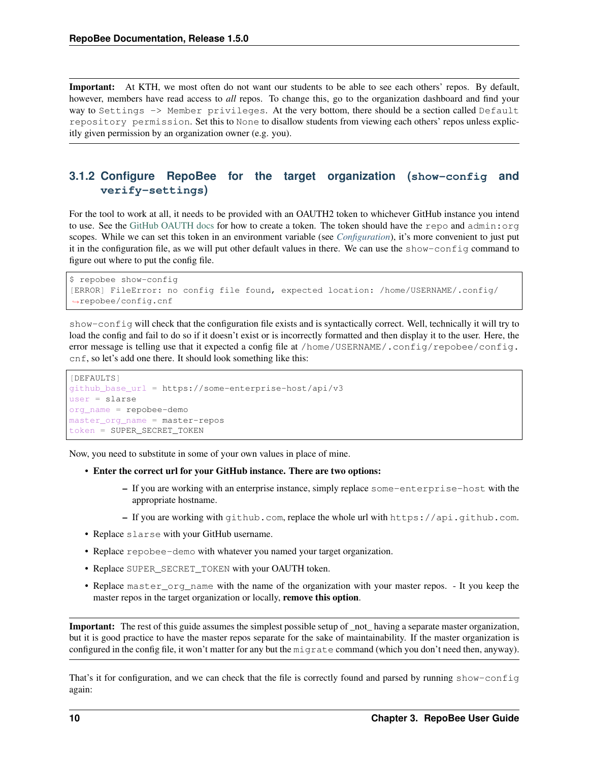**Important:** At KTH, we most often do not want our students to be able to see each others' repos. By default, however, members have read access to *all* repos. To change this, go to the organization dashboard and find your way to `Settings -> Member privileges`. At the very bottom, there should be a section called `Default repository permission`. Set this to `None` to disallow students from viewing each others' repos unless explicitly given permission by an organization owner (e.g. you).

### 3.1.2 Configure RepoBee for the target organization (`show-config` and `verify-settings`)

For the tool to work at all, it needs to be provided with an OAUTH2 token to whichever GitHub instance you intend to use. See the GitHub OAUTH docs for how to create a token. The token should have the `repo` and `admin:org` scopes. While we can set this token in an environment variable (see *Configuration*), it's more convenient to just put it in the configuration file, as we will put other default values in there. We can use the `show-config` command to figure out where to put the config file.

```
$ repobee show-config
[ERROR] FileError: no config file found, expected location: /home/USERNAME/.config/
↪repobee/config.cnf
```

`show-config` will check that the configuration file exists and is syntactically correct. Well, technically it will try to load the config and fail to do so if it doesn't exist or is incorrectly formatted and then display it to the user. Here, the error message is telling use that it expected a config file at `/home/USERNAME/.config/repobee/config.cnf`, so let's add one there. It should look something like this:

```
[DEFAULTS]
github_base_url = https://some-enterprise-host/api/v3
user = slarse
org_name = repobee-demo
master_org_name = master-repos
token = SUPER_SECRET_TOKEN
```

Now, you need to substitute in some of your own values in place of mine.

- **Enter the correct url for your GitHub instance. There are two options:**
  - If you are working with an enterprise instance, simply replace `some-enterprise-host` with the appropriate hostname.
  - If you are working with `github.com`, replace the whole url with `https://api.github.com`.
- Replace `slarse` with your GitHub username.
- Replace `repobee-demo` with whatever you named your target organization.
- Replace `SUPER_SECRET_TOKEN` with your OAUTH token.
- Replace `master_org_name` with the name of the organization with your master repos. - It you keep the master repos in the target organization or locally, **remove this option**.

**Important:** The rest of this guide assumes the simplest possible setup of _not_ having a separate master organization, but it is good practice to have the master repos separate for the sake of maintainability. If the master organization is configured in the config file, it won't matter for any but the `migrate` command (which you don't need then, anyway).

That's it for configuration, and we can check that the file is correctly found and parsed by running `show-config` again: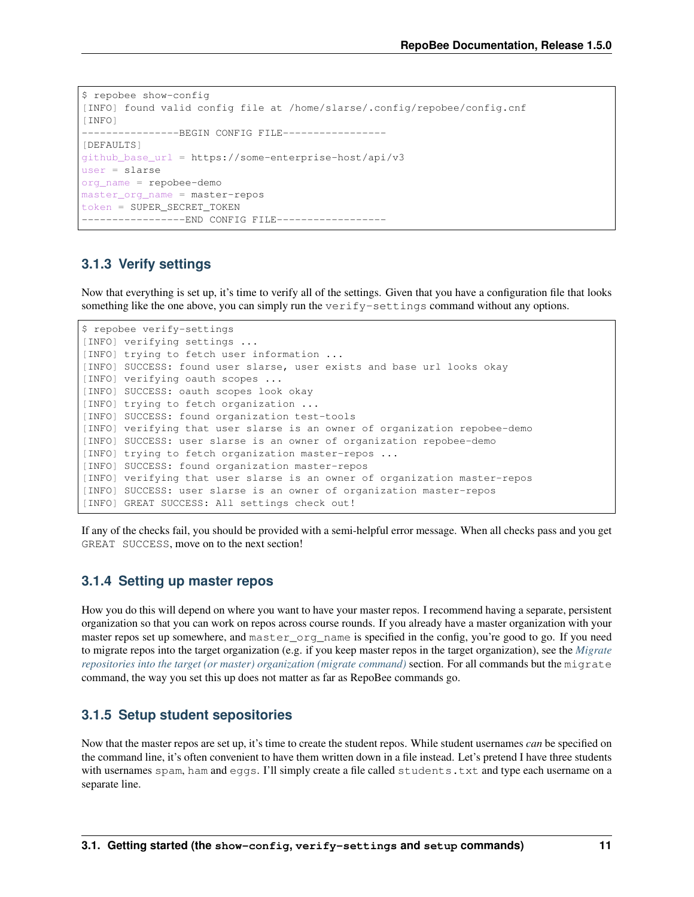```
$ repobee show-config
[INFO] found valid config file at /home/slarse/.config/repobee/config.cnf
[INFO]
----------------BEGIN CONFIG FILE-----------------
[DEFAULTS]
github_base_url = https://some-enterprise-host/api/v3
user = slarse
org_name = repobee-demo
master_org_name = master-repos
token = SUPER_SECRET_TOKEN
-----------------END CONFIG FILE------------------
```

### 3.1.3 Verify settings

Now that everything is set up, it's time to verify all of the settings. Given that you have a configuration file that looks something like the one above, you can simply run the `verify-settings` command without any options.

```
$ repobee verify-settings
[INFO] verifying settings ...
[INFO] trying to fetch user information ...
[INFO] SUCCESS: found user slarse, user exists and base url looks okay
[INFO] verifying oauth scopes ...
[INFO] SUCCESS: oauth scopes look okay
[INFO] trying to fetch organization ...
[INFO] SUCCESS: found organization test-tools
[INFO] verifying that user slarse is an owner of organization repobee-demo
[INFO] SUCCESS: user slarse is an owner of organization repobee-demo
[INFO] trying to fetch organization master-repos ...
[INFO] SUCCESS: found organization master-repos
[INFO] verifying that user slarse is an owner of organization master-repos
[INFO] SUCCESS: user slarse is an owner of organization master-repos
[INFO] GREAT SUCCESS: All settings check out!
```

If any of the checks fail, you should be provided with a semi-helpful error message. When all checks pass and you get `GREAT SUCCESS`, move on to the next section!

### 3.1.4 Setting up master repos

How you do this will depend on where you want to have your master repos. I recommend having a separate, persistent organization so that you can work on repos across course rounds. If you already have a master organization with your master repos set up somewhere, and `master_org_name` is specified in the config, you're good to go. If you need to migrate repos into the target organization (e.g. if you keep master repos in the target organization), see the *Migrate repositories into the target (or master) organization (migrate command)* section. For all commands but the `migrate` command, the way you set this up does not matter as far as RepoBee commands go.

### 3.1.5 Setup student sepositories

Now that the master repos are set up, it's time to create the student repos. While student usernames *can* be specified on the command line, it's often convenient to have them written down in a file instead. Let's pretend I have three students with usernames `spam`, `ham` and `eggs`. I'll simply create a file called `students.txt` and type each username on a separate line.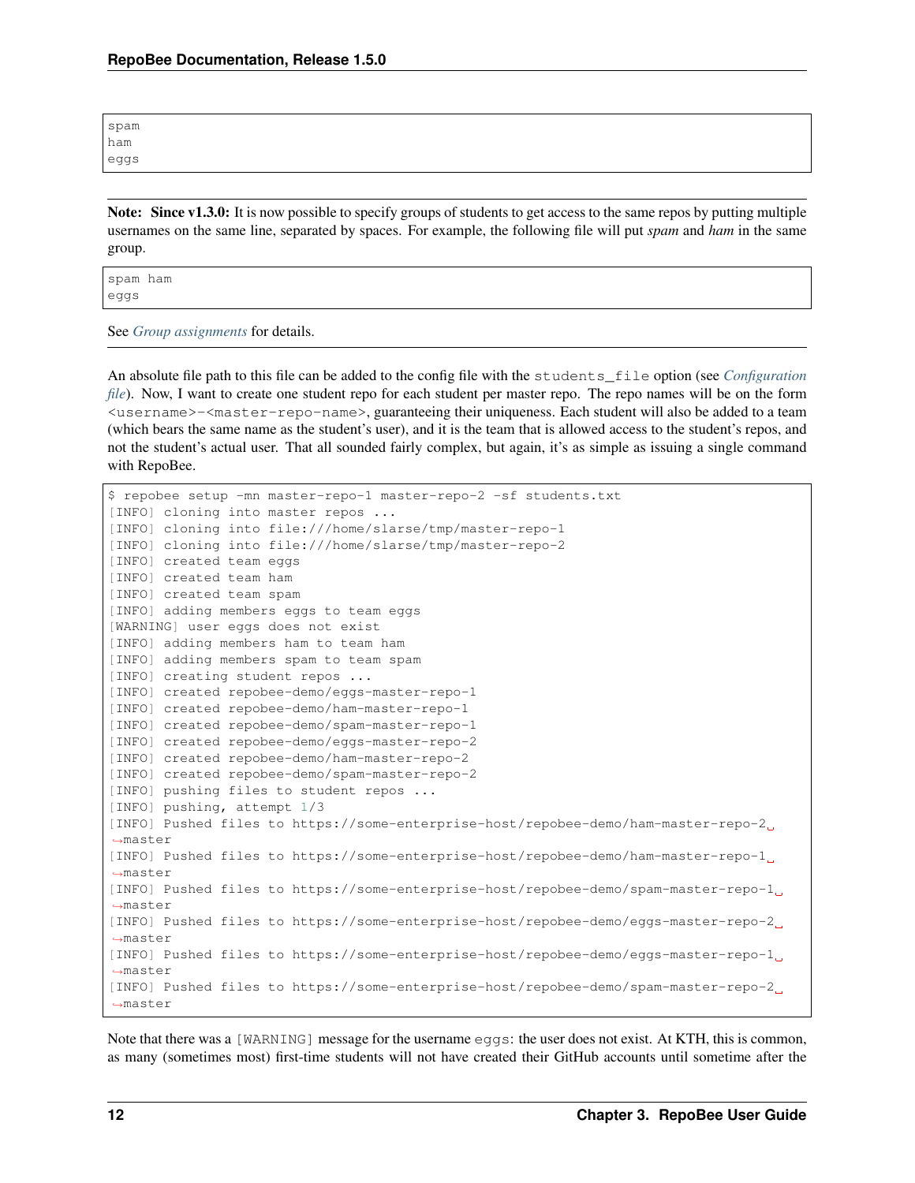```
spam
ham
eggs
```

**Note: Since v1.3.0:** It is now possible to specify groups of students to get access to the same repos by putting multiple usernames on the same line, separated by spaces. For example, the following file will put *spam* and *ham* in the same group.

```
spam ham
eggs
```

See *Group assignments* for details.

An absolute file path to this file can be added to the config file with the `students_file` option (see *Configuration file*). Now, I want to create one student repo for each student per master repo. The repo names will be on the form `<username>-<master-repo-name>`, guaranteeing their uniqueness. Each student will also be added to a team (which bears the same name as the student's user), and it is the team that is allowed access to the student's repos, and not the student's actual user. That all sounded fairly complex, but again, it's as simple as issuing a single command with RepoBee.

```
$ repobee setup -mn master-repo-1 master-repo-2 -sf students.txt
[INFO] cloning into master repos ...
[INFO] cloning into file:///home/slarse/tmp/master-repo-1
[INFO] cloning into file:///home/slarse/tmp/master-repo-2
[INFO] created team eggs
[INFO] created team ham
[INFO] created team spam
[INFO] adding members eggs to team eggs
[WARNING] user eggs does not exist
[INFO] adding members ham to team ham
[INFO] adding members spam to team spam
[INFO] creating student repos ...
[INFO] created repobee-demo/eggs-master-repo-1
[INFO] created repobee-demo/ham-master-repo-1
[INFO] created repobee-demo/spam-master-repo-1
[INFO] created repobee-demo/eggs-master-repo-2
[INFO] created repobee-demo/ham-master-repo-2
[INFO] created repobee-demo/spam-master-repo-2
[INFO] pushing files to student repos ...
[INFO] pushing, attempt 1/3
[INFO] Pushed files to https://some-enterprise-host/repobee-demo/ham-master-repo-2 master
[INFO] Pushed files to https://some-enterprise-host/repobee-demo/ham-master-repo-1 master
[INFO] Pushed files to https://some-enterprise-host/repobee-demo/spam-master-repo-1 master
[INFO] Pushed files to https://some-enterprise-host/repobee-demo/eggs-master-repo-2 master
[INFO] Pushed files to https://some-enterprise-host/repobee-demo/eggs-master-repo-1 master
[INFO] Pushed files to https://some-enterprise-host/repobee-demo/spam-master-repo-2 master
```

Note that there was a `[WARNING]` message for the username `eggs`: the user does not exist. At KTH, this is common, as many (sometimes most) first-time students will not have created their GitHub accounts until sometime after the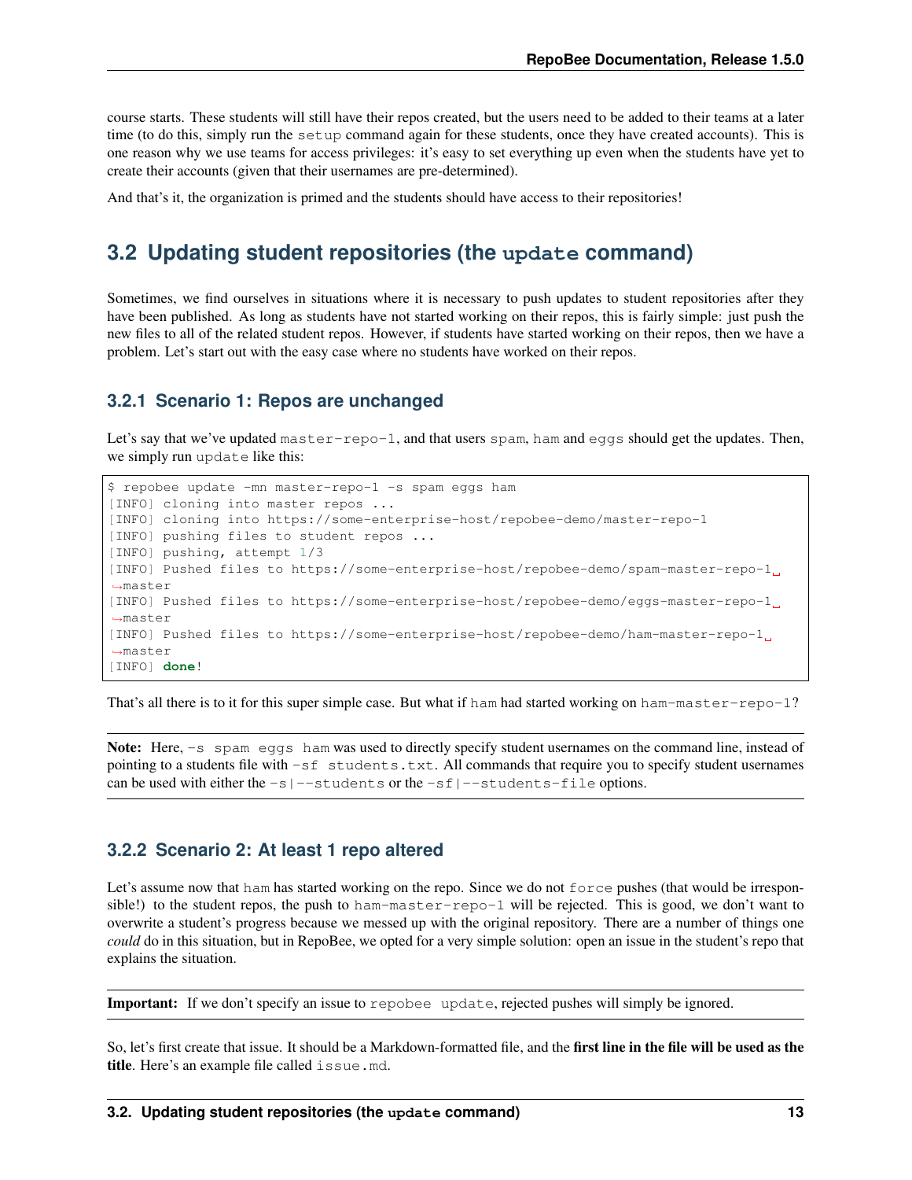course starts. These students will still have their repos created, but the users need to be added to their teams at a later time (to do this, simply run the `setup` command again for these students, once they have created accounts). This is one reason why we use teams for access privileges: it's easy to set everything up even when the students have yet to create their accounts (given that their usernames are pre-determined).

And that's it, the organization is primed and the students should have access to their repositories!

## 3.2 Updating student repositories (the `update` command)

Sometimes, we find ourselves in situations where it is necessary to push updates to student repositories after they have been published. As long as students have not started working on their repos, this is fairly simple: just push the new files to all of the related student repos. However, if students have started working on their repos, then we have a problem. Let's start out with the easy case where no students have worked on their repos.

### 3.2.1 Scenario 1: Repos are unchanged

Let's say that we've updated `master-repo-1`, and that users `spam`, `ham` and `eggs` should get the updates. Then, we simply run `update` like this:

```
$ repobee update -mn master-repo-1 -s spam eggs ham
[INFO] cloning into master repos ...
[INFO] cloning into https://some-enterprise-host/repobee-demo/master-repo-1
[INFO] pushing files to student repos ...
[INFO] pushing, attempt 1/3
[INFO] Pushed files to https://some-enterprise-host/repobee-demo/spam-master-repo-1 master
[INFO] Pushed files to https://some-enterprise-host/repobee-demo/eggs-master-repo-1 master
[INFO] Pushed files to https://some-enterprise-host/repobee-demo/ham-master-repo-1 master
[INFO] done!
```

That's all there is to it for this super simple case. But what if `ham` had started working on `ham-master-repo-1`?

**Note:** Here, `-s spam eggs ham` was used to directly specify student usernames on the command line, instead of pointing to a students file with `-sf students.txt`. All commands that require you to specify student usernames can be used with either the `-s|--students` or the `-sf|--students-file` options.

### 3.2.2 Scenario 2: At least 1 repo altered

Let's assume now that `ham` has started working on the repo. Since we do not `force` pushes (that would be irresponsible!) to the student repos, the push to `ham-master-repo-1` will be rejected. This is good, we don't want to overwrite a student's progress because we messed up with the original repository. There are a number of things one *could* do in this situation, but in RepoBee, we opted for a very simple solution: open an issue in the student's repo that explains the situation.

**Important:** If we don't specify an issue to `repobee update`, rejected pushes will simply be ignored.

So, let's first create that issue. It should be a Markdown-formatted file, and the **first line in the file will be used as the title**. Here's an example file called `issue.md`.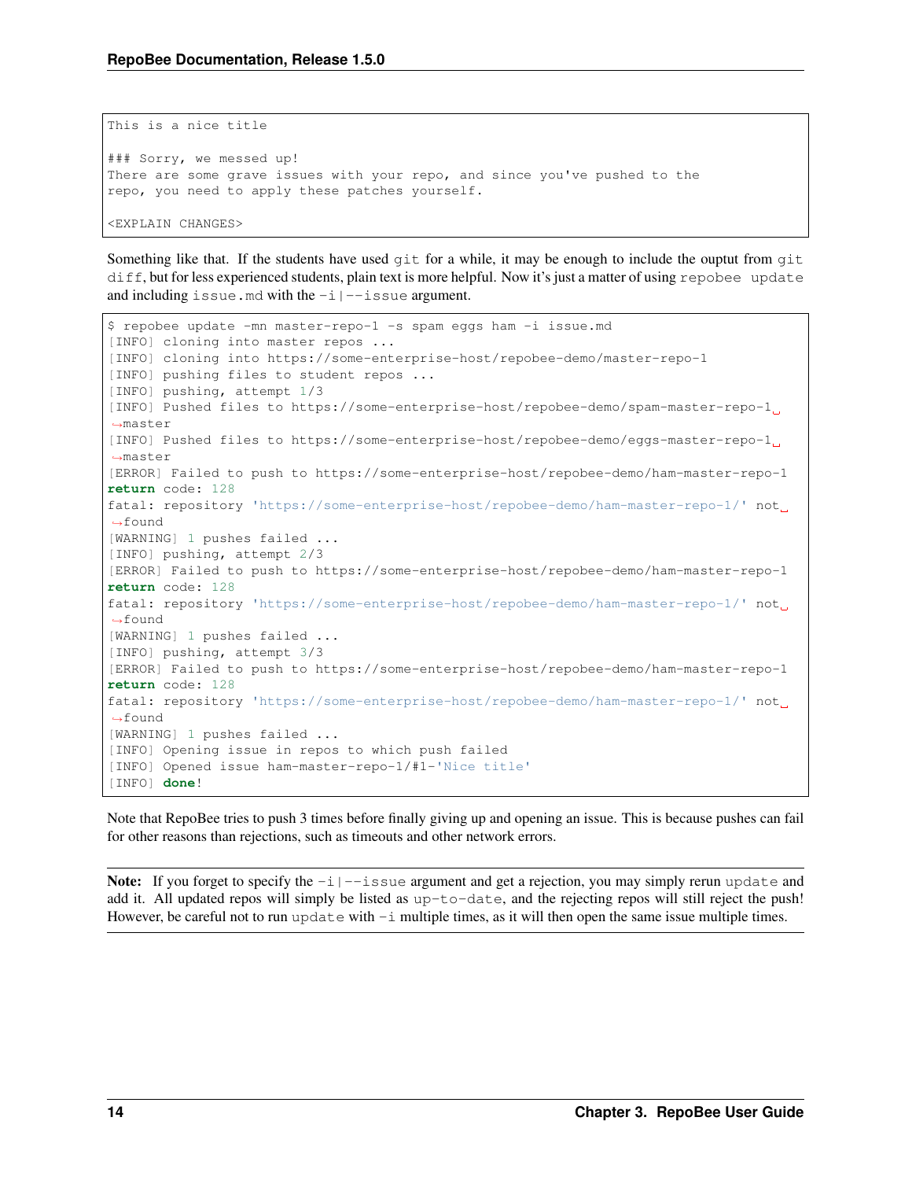```
This is a nice title

### Sorry, we messed up!
There are some grave issues with your repo, and since you've pushed to the
repo, you need to apply these patches yourself.

<EXPLAIN CHANGES>
```

Something like that. If the students have used `git` for a while, it may be enough to include the ouptut from `git diff`, but for less experienced students, plain text is more helpful. Now it's just a matter of using `repobee update` and including `issue.md` with the `-i|--issue` argument.

```
$ repobee update -mn master-repo-1 -s spam eggs ham -i issue.md
[INFO] cloning into master repos ...
[INFO] cloning into https://some-enterprise-host/repobee-demo/master-repo-1
[INFO] pushing files to student repos ...
[INFO] pushing, attempt 1/3
[INFO] Pushed files to https://some-enterprise-host/repobee-demo/spam-master-repo-1 master
[INFO] Pushed files to https://some-enterprise-host/repobee-demo/eggs-master-repo-1 master
[ERROR] Failed to push to https://some-enterprise-host/repobee-demo/ham-master-repo-1
return code: 128
fatal: repository 'https://some-enterprise-host/repobee-demo/ham-master-repo-1/' not found
[WARNING] 1 pushes failed ...
[INFO] pushing, attempt 2/3
[ERROR] Failed to push to https://some-enterprise-host/repobee-demo/ham-master-repo-1
return code: 128
fatal: repository 'https://some-enterprise-host/repobee-demo/ham-master-repo-1/' not found
[WARNING] 1 pushes failed ...
[INFO] pushing, attempt 3/3
[ERROR] Failed to push to https://some-enterprise-host/repobee-demo/ham-master-repo-1
return code: 128
fatal: repository 'https://some-enterprise-host/repobee-demo/ham-master-repo-1/' not found
[WARNING] 1 pushes failed ...
[INFO] Opening issue in repos to which push failed
[INFO] Opened issue ham-master-repo-1/#1-'Nice title'
[INFO] done!
```

Note that RepoBee tries to push 3 times before finally giving up and opening an issue. This is because pushes can fail for other reasons than rejections, such as timeouts and other network errors.

**Note:** If you forget to specify the `-i|--issue` argument and get a rejection, you may simply rerun `update` and add it. All updated repos will simply be listed as `up-to-date`, and the rejecting repos will still reject the push! However, be careful not to run `update` with `-i` multiple times, as it will then open the same issue multiple times.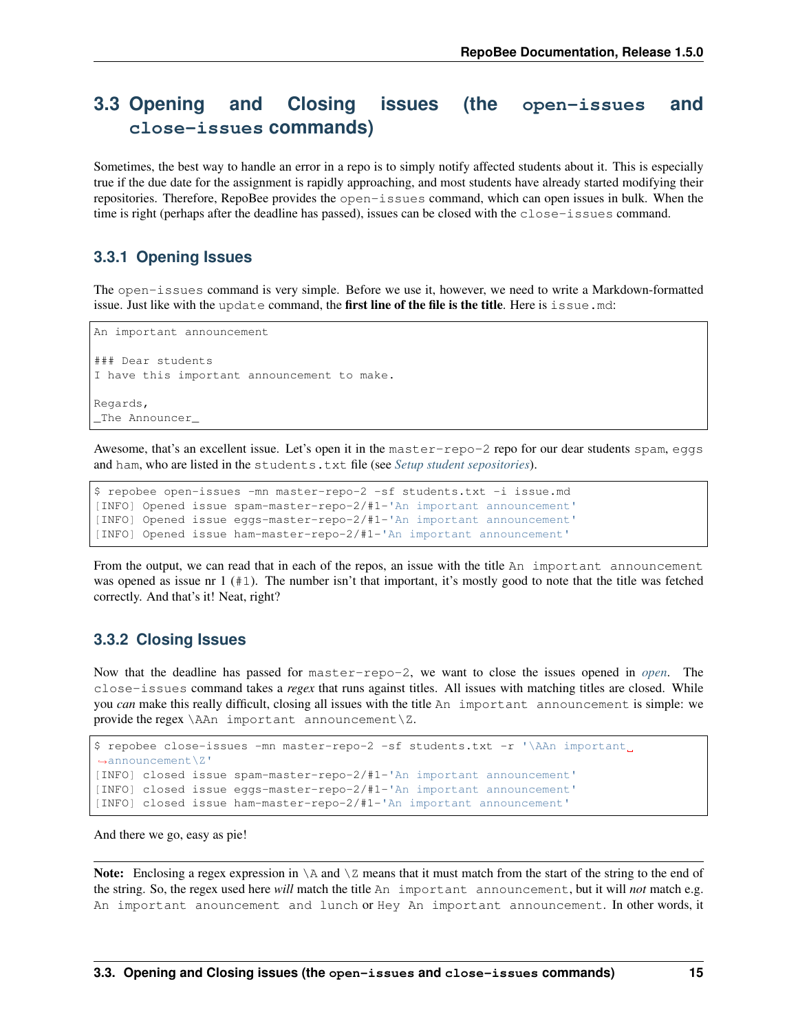## 3.3 Opening and Closing issues (the `open-issues` and `close-issues` commands)

Sometimes, the best way to handle an error in a repo is to simply notify affected students about it. This is especially true if the due date for the assignment is rapidly approaching, and most students have already started modifying their repositories. Therefore, RepoBee provides the `open-issues` command, which can open issues in bulk. When the time is right (perhaps after the deadline has passed), issues can be closed with the `close-issues` command.

### 3.3.1 Opening Issues

The `open-issues` command is very simple. Before we use it, however, we need to write a Markdown-formatted issue. Just like with the `update` command, the **first line of the file is the title**. Here is `issue.md`:

```
An important announcement

### Dear students
I have this important announcement to make.

Regards,
_The Announcer_
```

Awesome, that's an excellent issue. Let's open it in the `master-repo-2` repo for our dear students `spam`, `eggs` and `ham`, who are listed in the `students.txt` file (see *Setup student sepositories*).

```
$ repobee open-issues -mn master-repo-2 -sf students.txt -i issue.md
[INFO] Opened issue spam-master-repo-2/#1-'An important announcement'
[INFO] Opened issue eggs-master-repo-2/#1-'An important announcement'
[INFO] Opened issue ham-master-repo-2/#1-'An important announcement'
```

From the output, we can read that in each of the repos, an issue with the title `An important announcement` was opened as issue nr 1 (`#1`). The number isn't that important, it's mostly good to note that the title was fetched correctly. And that's it! Neat, right?

### 3.3.2 Closing Issues

Now that the deadline has passed for `master-repo-2`, we want to close the issues opened in *open*. The `close-issues` command takes a *regex* that runs against titles. All issues with matching titles are closed. While you *can* make this really difficult, closing all issues with the title `An important announcement` is simple: we provide the regex `\AAn important announcement\Z`.

```
$ repobee close-issues -mn master-repo-2 -sf students.txt -r '\AAn important announcement\Z'
[INFO] closed issue spam-master-repo-2/#1-'An important announcement'
[INFO] closed issue eggs-master-repo-2/#1-'An important announcement'
[INFO] closed issue ham-master-repo-2/#1-'An important announcement'
```

And there we go, easy as pie!

**Note:** Enclosing a regex expression in `\A` and `\Z` means that it must match from the start of the string to the end of the string. So, the regex used here *will* match the title `An important announcement`, but it will *not* match e.g. `An important anouncement and lunch` or `Hey An important announcement`. In other words, it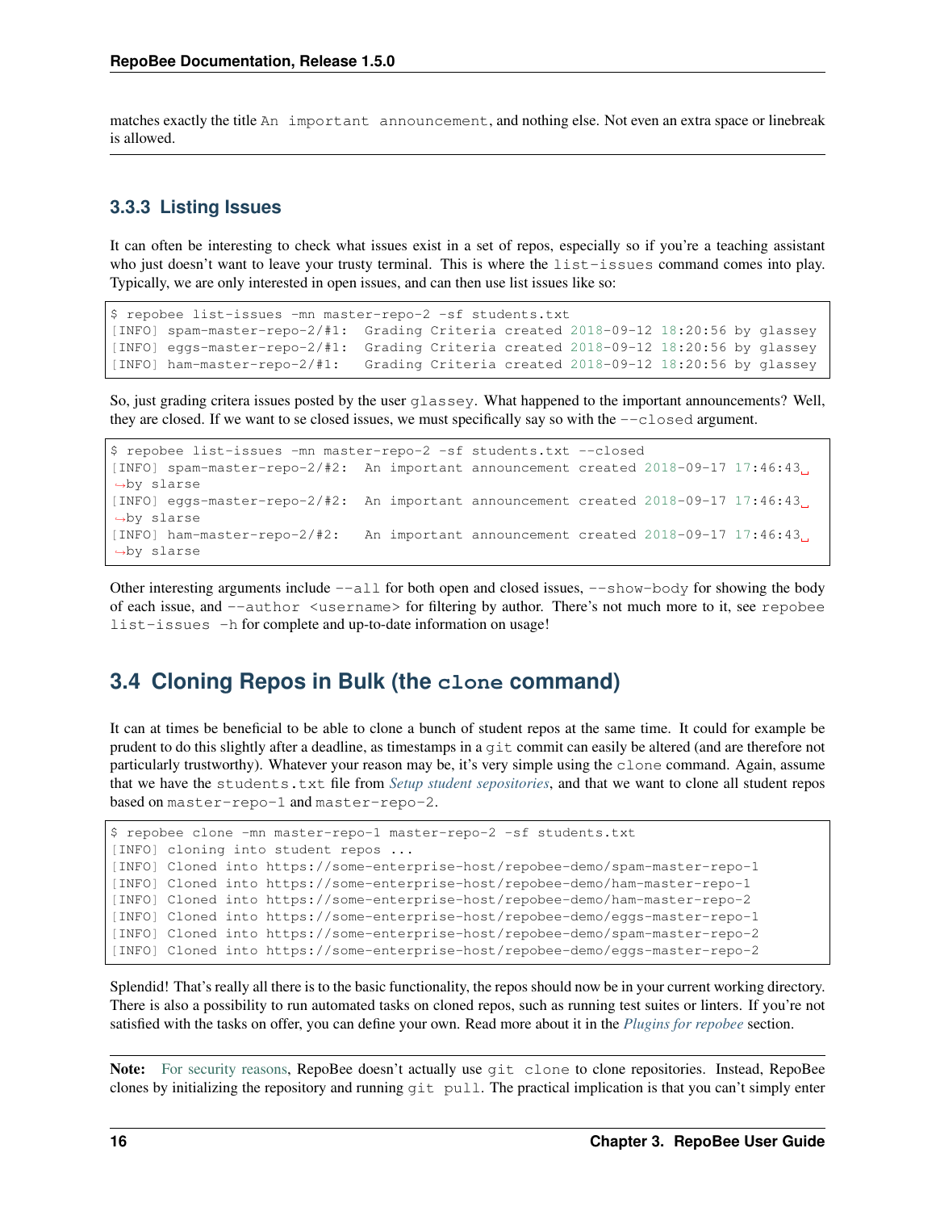matches exactly the title `An important announcement`, and nothing else. Not even an extra space or linebreak is allowed.

---

### 3.3.3 Listing Issues

It can often be interesting to check what issues exist in a set of repos, especially so if you're a teaching assistant who just doesn't want to leave your trusty terminal. This is where the `list-issues` command comes into play. Typically, we are only interested in open issues, and can then use list issues like so:

```
$ repobee list-issues -mn master-repo-2 -sf students.txt
[INFO] spam-master-repo-2/#1:  Grading Criteria created 2018-09-12 18:20:56 by glassey
[INFO] eggs-master-repo-2/#1:  Grading Criteria created 2018-09-12 18:20:56 by glassey
[INFO] ham-master-repo-2/#1:   Grading Criteria created 2018-09-12 18:20:56 by glassey
```

So, just grading critera issues posted by the user `glassey`. What happened to the important announcements? Well, they are closed. If we want to se closed issues, we must specifically say so with the `--closed` argument.

```
$ repobee list-issues -mn master-repo-2 -sf students.txt --closed
[INFO] spam-master-repo-2/#2:  An important announcement created 2018-09-17 17:46:43 by slarse
[INFO] eggs-master-repo-2/#2:  An important announcement created 2018-09-17 17:46:43 by slarse
[INFO] ham-master-repo-2/#2:   An important announcement created 2018-09-17 17:46:43 by slarse
```

Other interesting arguments include `--all` for both open and closed issues, `--show-body` for showing the body of each issue, and `--author <username>` for filtering by author. There's not much more to it, see `repobee list-issues -h` for complete and up-to-date information on usage!

## 3.4 Cloning Repos in Bulk (the `clone` command)

It can at times be beneficial to be able to clone a bunch of student repos at the same time. It could for example be prudent to do this slightly after a deadline, as timestamps in a `git` commit can easily be altered (and are therefore not particularly trustworthy). Whatever your reason may be, it's very simple using the `clone` command. Again, assume that we have the `students.txt` file from *Setup student sepositories*, and that we want to clone all student repos based on `master-repo-1` and `master-repo-2`.

```
$ repobee clone -mn master-repo-1 master-repo-2 -sf students.txt
[INFO] cloning into student repos ...
[INFO] Cloned into https://some-enterprise-host/repobee-demo/spam-master-repo-1
[INFO] Cloned into https://some-enterprise-host/repobee-demo/ham-master-repo-1
[INFO] Cloned into https://some-enterprise-host/repobee-demo/ham-master-repo-2
[INFO] Cloned into https://some-enterprise-host/repobee-demo/eggs-master-repo-1
[INFO] Cloned into https://some-enterprise-host/repobee-demo/spam-master-repo-2
[INFO] Cloned into https://some-enterprise-host/repobee-demo/eggs-master-repo-2
```

Splendid! That's really all there is to the basic functionality, the repos should now be in your current working directory. There is also a possibility to run automated tasks on cloned repos, such as running test suites or linters. If you're not satisfied with the tasks on offer, you can define your own. Read more about it in the *Plugins for repobee* section.

---

**Note:** For security reasons, RepoBee doesn't actually use `git clone` to clone repositories. Instead, RepoBee clones by initializing the repository and running `git pull`. The practical implication is that you can't simply enter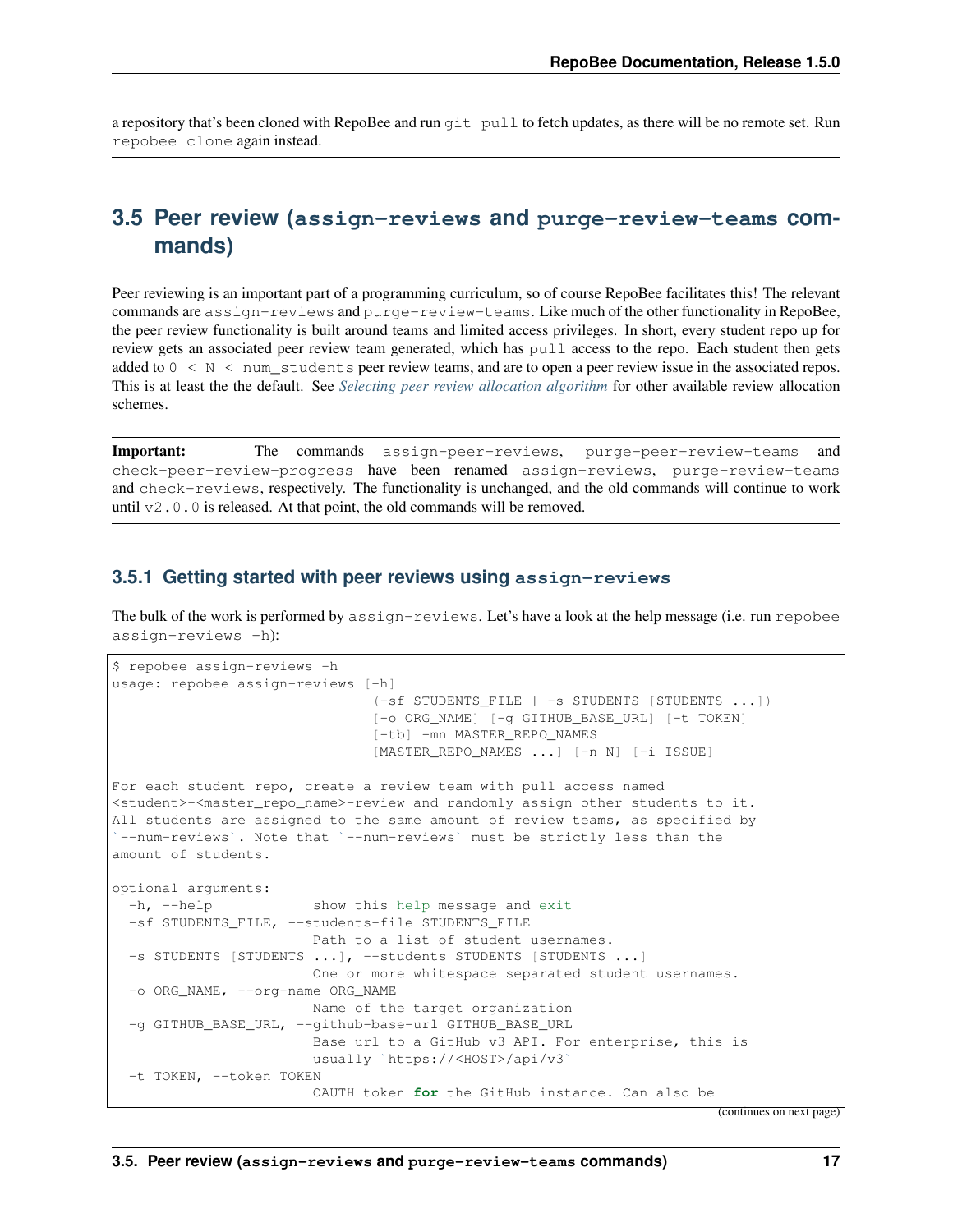a repository that's been cloned with RepoBee and run `git pull` to fetch updates, as there will be no remote set. Run `repobee clone` again instead.

## 3.5 Peer review (`assign-reviews` and `purge-review-teams` commands)

Peer reviewing is an important part of a programming curriculum, so of course RepoBee facilitates this! The relevant commands are `assign-reviews` and `purge-review-teams`. Like much of the other functionality in RepoBee, the peer review functionality is built around teams and limited access privileges. In short, every student repo up for review gets an associated peer review team generated, which has `pull` access to the repo. Each student then gets added to `0 < N < num_students` peer review teams, and are to open a peer review issue in the associated repos. This is at least the the default. See *Selecting peer review allocation algorithm* for other available review allocation schemes.

**Important:** The commands `assign-peer-reviews`, `purge-peer-review-teams` and `check-peer-review-progress` have been renamed `assign-reviews`, `purge-review-teams` and `check-reviews`, respectively. The functionality is unchanged, and the old commands will continue to work until `v2.0.0` is released. At that point, the old commands will be removed.

### 3.5.1 Getting started with peer reviews using `assign-reviews`

The bulk of the work is performed by `assign-reviews`. Let's have a look at the help message (i.e. run `repobee assign-reviews -h`):

```
$ repobee assign-reviews -h
usage: repobee assign-reviews [-h]
                              (-sf STUDENTS_FILE | -s STUDENTS [STUDENTS ...])
                              [-o ORG_NAME] [-g GITHUB_BASE_URL] [-t TOKEN]
                              [-tb] -mn MASTER_REPO_NAMES
                              [MASTER_REPO_NAMES ...] [-n N] [-i ISSUE]

For each student repo, create a review team with pull access named
<student>-<master_repo_name>-review and randomly assign other students to it.
All students are assigned to the same amount of review teams, as specified by
`--num-reviews`. Note that `--num-reviews` must be strictly less than the
amount of students.

optional arguments:
  -h, --help            show this help message and exit
  -sf STUDENTS_FILE, --students-file STUDENTS_FILE
                        Path to a list of student usernames.
  -s STUDENTS [STUDENTS ...], --students STUDENTS [STUDENTS ...]
                        One or more whitespace separated student usernames.
  -o ORG_NAME, --org-name ORG_NAME
                        Name of the target organization
  -g GITHUB_BASE_URL, --github-base-url GITHUB_BASE_URL
                        Base url to a GitHub v3 API. For enterprise, this is
                        usually `https://<HOST>/api/v3`
  -t TOKEN, --token TOKEN
                        OAUTH token for the GitHub instance. Can also be
```

(continues on next page)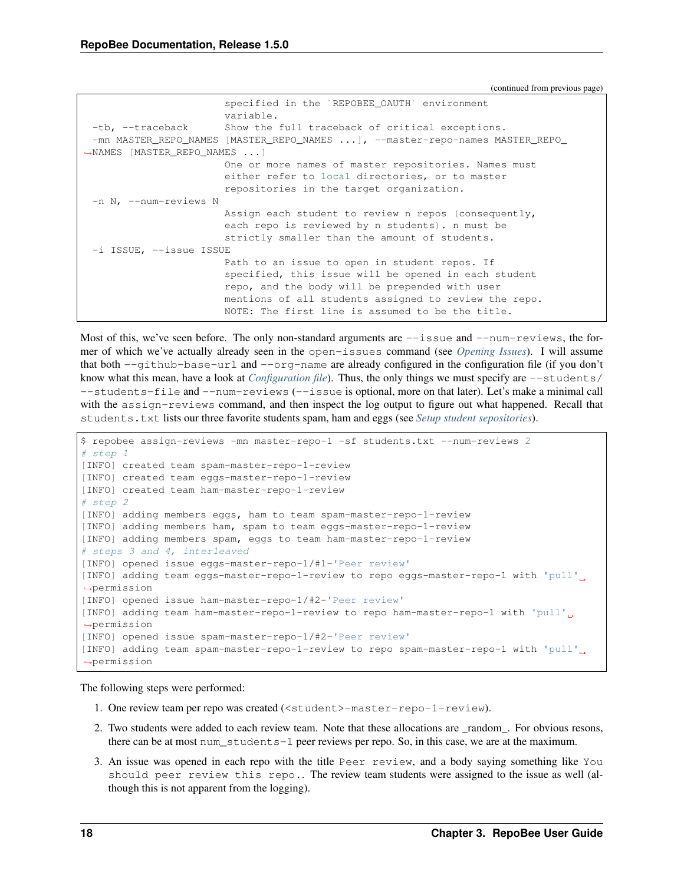(continued from previous page)

```
                        specified in the `REPOBEE_OAUTH` environment
                        variable.
  -tb, --traceback      Show the full traceback of critical exceptions.
  -mn MASTER_REPO_NAMES [MASTER_REPO_NAMES ...], --master-repo-names MASTER_REPO_NAMES [MASTER_REPO_NAMES ...]
                        One or more names of master repositories. Names must
                        either refer to local directories, or to master
                        repositories in the target organization.
  -n N, --num-reviews N
                        Assign each student to review n repos (consequently,
                        each repo is reviewed by n students). n must be
                        strictly smaller than the amount of students.
  -i ISSUE, --issue ISSUE
                        Path to an issue to open in student repos. If
                        specified, this issue will be opened in each student
                        repo, and the body will be prepended with user
                        mentions of all students assigned to review the repo.
                        NOTE: The first line is assumed to be the title.
```

Most of this, we've seen before. The only non-standard arguments are `--issue` and `--num-reviews`, the former of which we've actually already seen in the `open-issues` command (see *Opening Issues*). I will assume that both `--github-base-url` and `--org-name` are already configured in the configuration file (if you don't know what this mean, have a look at *Configuration file*). Thus, the only things we must specify are `--students/--students-file` and `--num-reviews` (`--issue` is optional, more on that later). Let's make a minimal call with the `assign-reviews` command, and then inspect the log output to figure out what happened. Recall that `students.txt` lists our three favorite students spam, ham and eggs (see *Setup student sepositories*).

```
$ repobee assign-reviews -mn master-repo-1 -sf students.txt --num-reviews 2
# step 1
[INFO] created team spam-master-repo-1-review
[INFO] created team eggs-master-repo-1-review
[INFO] created team ham-master-repo-1-review
# step 2
[INFO] adding members eggs, ham to team spam-master-repo-1-review
[INFO] adding members ham, spam to team eggs-master-repo-1-review
[INFO] adding members spam, eggs to team ham-master-repo-1-review
# steps 3 and 4, interleaved
[INFO] opened issue eggs-master-repo-1/#1-'Peer review'
[INFO] adding team eggs-master-repo-1-review to repo eggs-master-repo-1 with 'pull' permission
[INFO] opened issue ham-master-repo-1/#2-'Peer review'
[INFO] adding team ham-master-repo-1-review to repo ham-master-repo-1 with 'pull' permission
[INFO] opened issue spam-master-repo-1/#2-'Peer review'
[INFO] adding team spam-master-repo-1-review to repo spam-master-repo-1 with 'pull' permission
```

The following steps were performed:

1. One review team per repo was created (`<student>-master-repo-1-review`).
2. Two students were added to each review team. Note that these allocations are _random_. For obvious resons, there can be at most `num_students-1` peer reviews per repo. So, in this case, we are at the maximum.
3. An issue was opened in each repo with the title `Peer review`, and a body saying something like `You should peer review this repo.`. The review team students were assigned to the issue as well (although this is not apparent from the logging).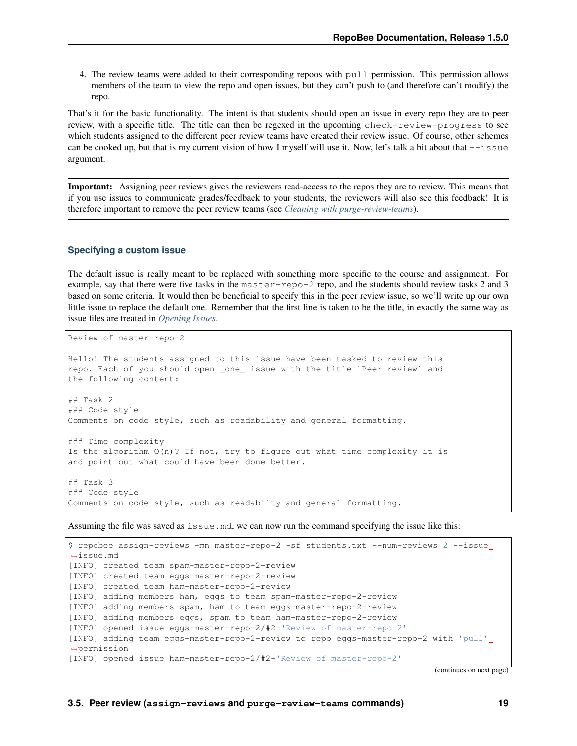4. The review teams were added to their corresponding repoos with `pull` permission. This permission allows members of the team to view the repo and open issues, but they can't push to (and therefore can't modify) the repo.

That's it for the basic functionality. The intent is that students should open an issue in every repo they are to peer review, with a specific title. The title can then be regexed in the upcoming `check-review-progress` to see which students assigned to the different peer review teams have created their review issue. Of course, other schemes can be cooked up, but that is my current vision of how I myself will use it. Now, let's talk a bit about that `--issue` argument.

---

**Important:** Assigning peer reviews gives the reviewers read-access to the repos they are to review. This means that if you use issues to communicate grades/feedback to your students, the reviewers will also see this feedback! It is therefore important to remove the peer review teams (see *Cleaning with purge-review-teams*).

---

#### Specifying a custom issue

The default issue is really meant to be replaced with something more specific to the course and assignment. For example, say that there were five tasks in the `master-repo-2` repo, and the students should review tasks 2 and 3 based on some criteria. It would then be beneficial to specify this in the peer review issue, so we'll write up our own little issue to replace the default one. Remember that the first line is taken to be the title, in exactly the same way as issue files are treated in *Opening Issues*.

```
Review of master-repo-2

Hello! The students assigned to this issue have been tasked to review this
repo. Each of you should open _one_ issue with the title `Peer review` and
the following content:

## Task 2
### Code style
Comments on code style, such as readability and general formatting.

### Time complexity
Is the algorithm O(n)? If not, try to figure out what time complexity it is
and point out what could have been done better.

## Task 3
### Code style
Comments on code style, such as readabilty and general formatting.
```

Assuming the file was saved as `issue.md`, we can now run the command specifying the issue like this:

```
$ repobee assign-reviews -mn master-repo-2 -sf students.txt --num-reviews 2 --issue issue.md
[INFO] created team spam-master-repo-2-review
[INFO] created team eggs-master-repo-2-review
[INFO] created team ham-master-repo-2-review
[INFO] adding members ham, eggs to team spam-master-repo-2-review
[INFO] adding members spam, ham to team eggs-master-repo-2-review
[INFO] adding members eggs, spam to team ham-master-repo-2-review
[INFO] opened issue eggs-master-repo-2/#2-'Review of master-repo-2'
[INFO] adding team eggs-master-repo-2-review to repo eggs-master-repo-2 with 'pull' permission
[INFO] opened issue ham-master-repo-2/#2-'Review of master-repo-2'
```

(continues on next page)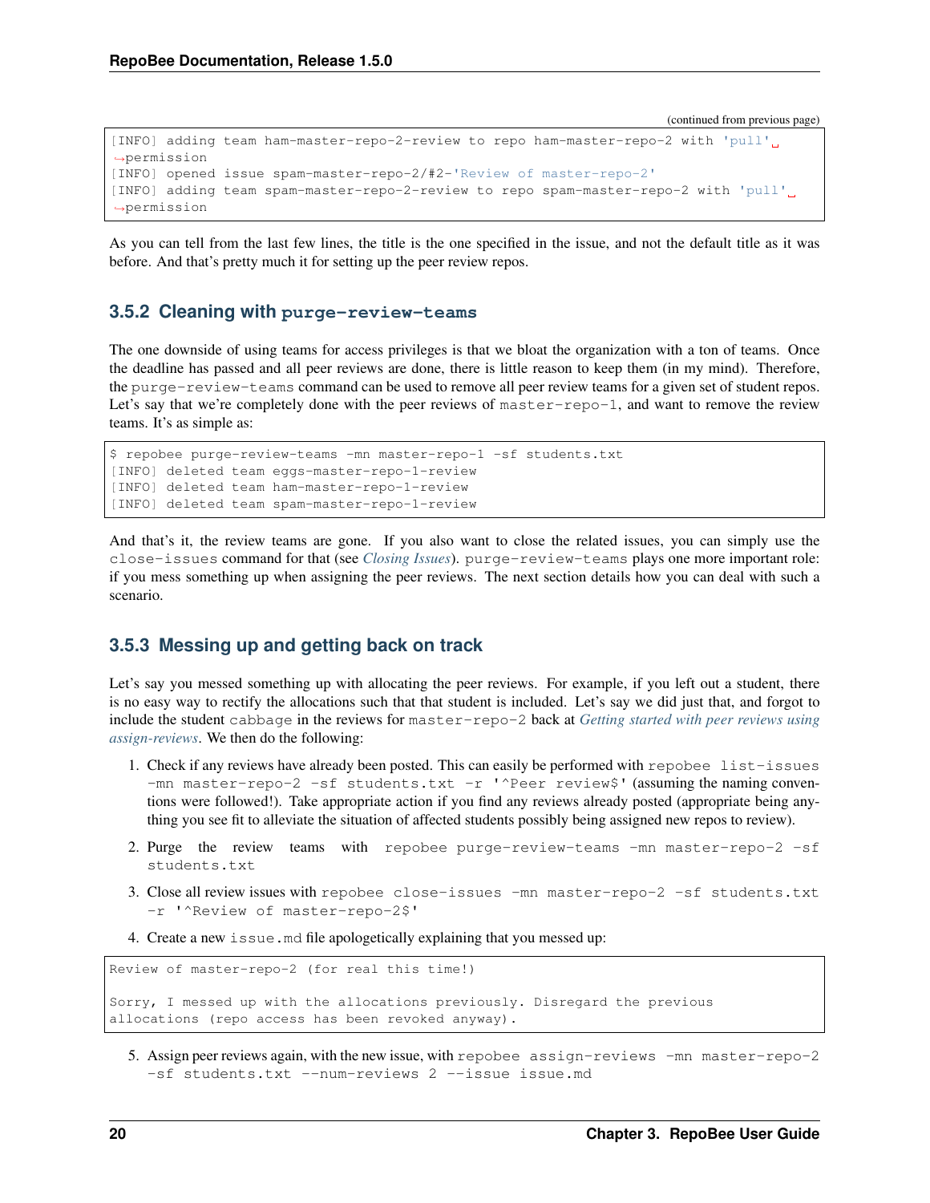(continued from previous page)

```
[INFO] adding team ham-master-repo-2-review to repo ham-master-repo-2 with 'pull' permission
[INFO] opened issue spam-master-repo-2/#2-'Review of master-repo-2'
[INFO] adding team spam-master-repo-2-review to repo spam-master-repo-2 with 'pull' permission
```

As you can tell from the last few lines, the title is the one specified in the issue, and not the default title as it was before. And that's pretty much it for setting up the peer review repos.

### 3.5.2 Cleaning with `purge-review-teams`

The one downside of using teams for access privileges is that we bloat the organization with a ton of teams. Once the deadline has passed and all peer reviews are done, there is little reason to keep them (in my mind). Therefore, the `purge-review-teams` command can be used to remove all peer review teams for a given set of student repos. Let's say that we're completely done with the peer reviews of `master-repo-1`, and want to remove the review teams. It's as simple as:

```
$ repobee purge-review-teams -mn master-repo-1 -sf students.txt
[INFO] deleted team eggs-master-repo-1-review
[INFO] deleted team ham-master-repo-1-review
[INFO] deleted team spam-master-repo-1-review
```

And that's it, the review teams are gone. If you also want to close the related issues, you can simply use the `close-issues` command for that (see *Closing Issues*). `purge-review-teams` plays one more important role: if you mess something up when assigning the peer reviews. The next section details how you can deal with such a scenario.

### 3.5.3 Messing up and getting back on track

Let's say you messed something up with allocating the peer reviews. For example, if you left out a student, there is no easy way to rectify the allocations such that that student is included. Let's say we did just that, and forgot to include the student `cabbage` in the reviews for `master-repo-2` back at *Getting started with peer reviews using assign-reviews*. We then do the following:

1. Check if any reviews have already been posted. This can easily be performed with `repobee list-issues -mn master-repo-2 -sf students.txt -r '^Peer review$'` (assuming the naming conventions were followed!). Take appropriate action if you find any reviews already posted (appropriate being anything you see fit to alleviate the situation of affected students possibly being assigned new repos to review).
2. Purge the review teams with `repobee purge-review-teams -mn master-repo-2 -sf students.txt`
3. Close all review issues with `repobee close-issues -mn master-repo-2 -sf students.txt -r '^Review of master-repo-2$'`
4. Create a new `issue.md` file apologetically explaining that you messed up:

```
Review of master-repo-2 (for real this time!)

Sorry, I messed up with the allocations previously. Disregard the previous
allocations (repo access has been revoked anyway).
```

5. Assign peer reviews again, with the new issue, with `repobee assign-reviews -mn master-repo-2 -sf students.txt --num-reviews 2 --issue issue.md`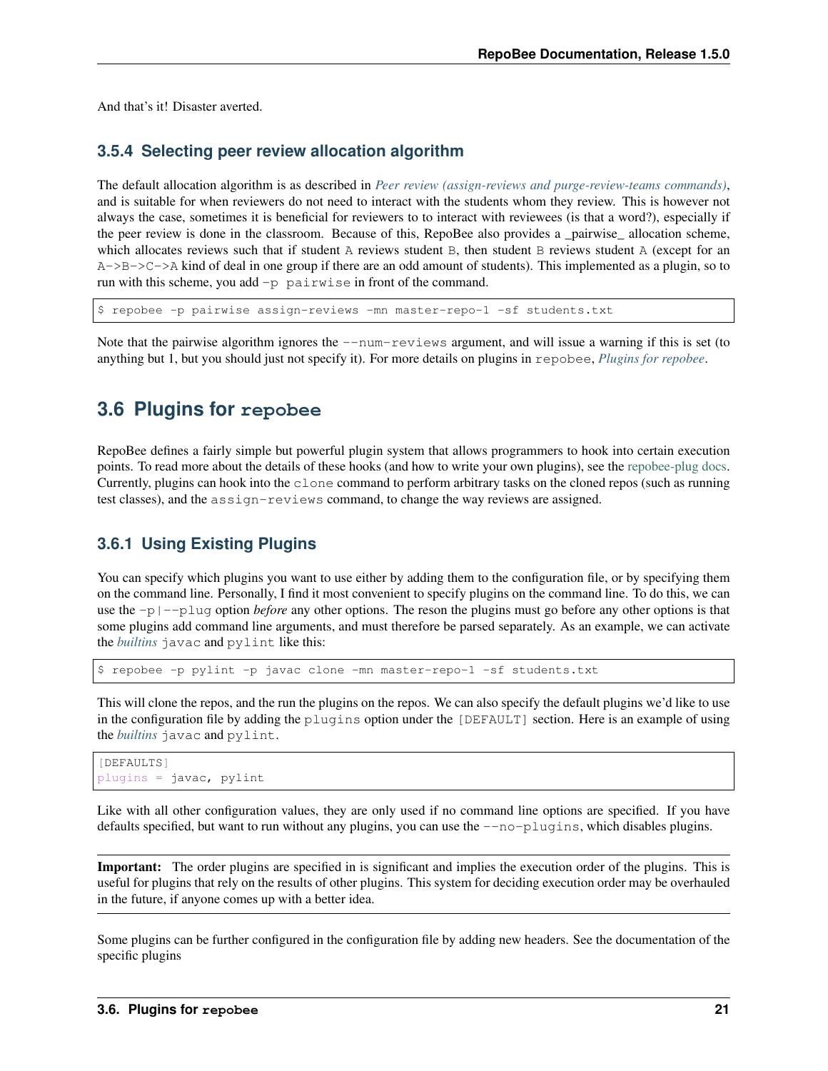And that's it! Disaster averted.

### 3.5.4 Selecting peer review allocation algorithm

The default allocation algorithm is as described in *Peer review (assign-reviews and purge-review-teams commands)*, and is suitable for when reviewers do not need to interact with the students whom they review. This is however not always the case, sometimes it is beneficial for reviewers to to interact with reviewees (is that a word?), especially if the peer review is done in the classroom. Because of this, RepoBee also provides a _pairwise_ allocation scheme, which allocates reviews such that if student `A` reviews student `B`, then student `B` reviews student `A` (except for an `A->B->C->A` kind of deal in one group if there are an odd amount of students). This implemented as a plugin, so to run with this scheme, you add `-p pairwise` in front of the command.

```
$ repobee -p pairwise assign-reviews -mn master-repo-1 -sf students.txt
```

Note that the pairwise algorithm ignores the `--num-reviews` argument, and will issue a warning if this is set (to anything but 1, but you should just not specify it). For more details on plugins in `repobee`, *Plugins for repobee*.

## 3.6 Plugins for `repobee`

RepoBee defines a fairly simple but powerful plugin system that allows programmers to hook into certain execution points. To read more about the details of these hooks (and how to write your own plugins), see the repobee-plug docs. Currently, plugins can hook into the `clone` command to perform arbitrary tasks on the cloned repos (such as running test classes), and the `assign-reviews` command, to change the way reviews are assigned.

### 3.6.1 Using Existing Plugins

You can specify which plugins you want to use either by adding them to the configuration file, or by specifying them on the command line. Personally, I find it most convenient to specify plugins on the command line. To do this, we can use the `-p|--plug` option *before* any other options. The reson the plugins must go before any other options is that some plugins add command line arguments, and must therefore be parsed separately. As an example, we can activate the *builtins* `javac` and `pylint` like this:

```
$ repobee -p pylint -p javac clone -mn master-repo-1 -sf students.txt
```

This will clone the repos, and the run the plugins on the repos. We can also specify the default plugins we'd like to use in the configuration file by adding the `plugins` option under the `[DEFAULT]` section. Here is an example of using the *builtins* `javac` and `pylint`.

```
[DEFAULTS]
plugins = javac, pylint
```

Like with all other configuration values, they are only used if no command line options are specified. If you have defaults specified, but want to run without any plugins, you can use the `--no-plugins`, which disables plugins.

**Important:** The order plugins are specified in is significant and implies the execution order of the plugins. This is useful for plugins that rely on the results of other plugins. This system for deciding execution order may be overhauled in the future, if anyone comes up with a better idea.

Some plugins can be further configured in the configuration file by adding new headers. See the documentation of the specific plugins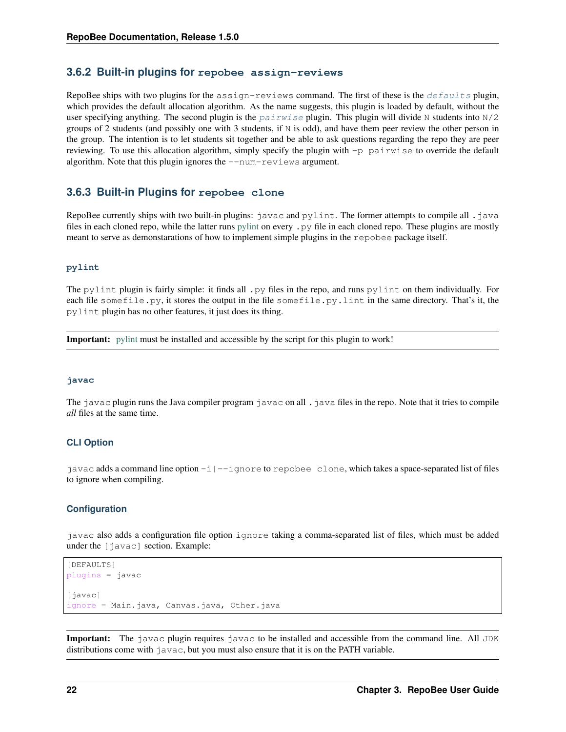### 3.6.2 Built-in plugins for `repobee assign-reviews`

RepoBee ships with two plugins for the `assign-reviews` command. The first of these is the *`defaults`* plugin, which provides the default allocation algorithm. As the name suggests, this plugin is loaded by default, without the user specifying anything. The second plugin is the *`pairwise`* plugin. This plugin will divide `N` students into `N/2` groups of 2 students (and possibly one with 3 students, if `N` is odd), and have them peer review the other person in the group. The intention is to let students sit together and be able to ask questions regarding the repo they are peer reviewing. To use this allocation algorithm, simply specify the plugin with `-p pairwise` to override the default algorithm. Note that this plugin ignores the `--num-reviews` argument.

### 3.6.3 Built-in Plugins for `repobee clone`

RepoBee currently ships with two built-in plugins: `javac` and `pylint`. The former attempts to compile all `.java` files in each cloned repo, while the latter runs pylint on every `.py` file in each cloned repo. These plugins are mostly meant to serve as demonstarations of how to implement simple plugins in the `repobee` package itself.

#### `pylint`

The `pylint` plugin is fairly simple: it finds all `.py` files in the repo, and runs `pylint` on them individually. For each file `somefile.py`, it stores the output in the file `somefile.py.lint` in the same directory. That's it, the `pylint` plugin has no other features, it just does its thing.

**Important:** pylint must be installed and accessible by the script for this plugin to work!

#### `javac`

The `javac` plugin runs the Java compiler program `javac` on all `.java` files in the repo. Note that it tries to compile *all* files at the same time.

#### CLI Option

`javac` adds a command line option `-i|--ignore` to `repobee clone`, which takes a space-separated list of files to ignore when compiling.

#### Configuration

`javac` also adds a configuration file option `ignore` taking a comma-separated list of files, which must be added under the `[javac]` section. Example:

```
[DEFAULTS]
plugins = javac

[javac]
ignore = Main.java, Canvas.java, Other.java
```

**Important:** The `javac` plugin requires `javac` to be installed and accessible from the command line. All `JDK` distributions come with `javac`, but you must also ensure that it is on the PATH variable.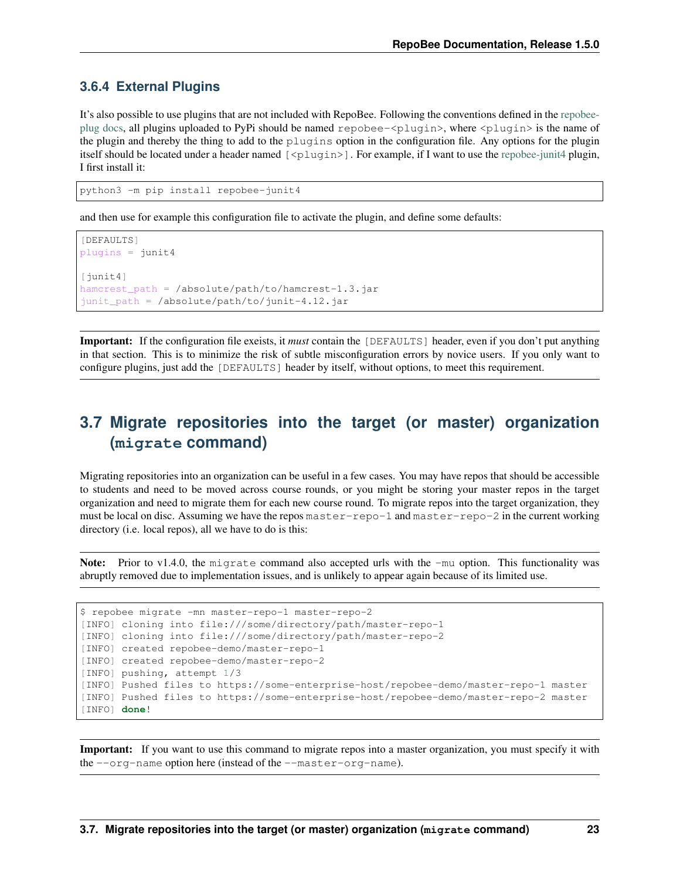### 3.6.4 External Plugins

It's also possible to use plugins that are not included with RepoBee. Following the conventions defined in the repobee-plug docs, all plugins uploaded to PyPi should be named `repobee-<plugin>`, where `<plugin>` is the name of the plugin and thereby the thing to add to the `plugins` option in the configuration file. Any options for the plugin itself should be located under a header named `[<plugin>]`. For example, if I want to use the repobee-junit4 plugin, I first install it:

```
python3 -m pip install repobee-junit4
```

and then use for example this configuration file to activate the plugin, and define some defaults:

```
[DEFAULTS]
plugins = junit4

[junit4]
hamcrest_path = /absolute/path/to/hamcrest-1.3.jar
junit_path = /absolute/path/to/junit-4.12.jar
```

**Important:** If the configuration file exeists, it *must* contain the `[DEFAULTS]` header, even if you don't put anything in that section. This is to minimize the risk of subtle misconfiguration errors by novice users. If you only want to configure plugins, just add the `[DEFAULTS]` header by itself, without options, to meet this requirement.

## 3.7 Migrate repositories into the target (or master) organization (`migrate` command)

Migrating repositories into an organization can be useful in a few cases. You may have repos that should be accessible to students and need to be moved across course rounds, or you might be storing your master repos in the target organization and need to migrate them for each new course round. To migrate repos into the target organization, they must be local on disc. Assuming we have the repos `master-repo-1` and `master-repo-2` in the current working directory (i.e. local repos), all we have to do is this:

**Note:** Prior to v1.4.0, the `migrate` command also accepted urls with the `-mu` option. This functionality was abruptly removed due to implementation issues, and is unlikely to appear again because of its limited use.

```
$ repobee migrate -mn master-repo-1 master-repo-2
[INFO] cloning into file:///some/directory/path/master-repo-1
[INFO] cloning into file:///some/directory/path/master-repo-2
[INFO] created repobee-demo/master-repo-1
[INFO] created repobee-demo/master-repo-2
[INFO] pushing, attempt 1/3
[INFO] Pushed files to https://some-enterprise-host/repobee-demo/master-repo-1 master
[INFO] Pushed files to https://some-enterprise-host/repobee-demo/master-repo-2 master
[INFO] done!
```

**Important:** If you want to use this command to migrate repos into a master organization, you must specify it with the `--org-name` option here (instead of the `--master-org-name`).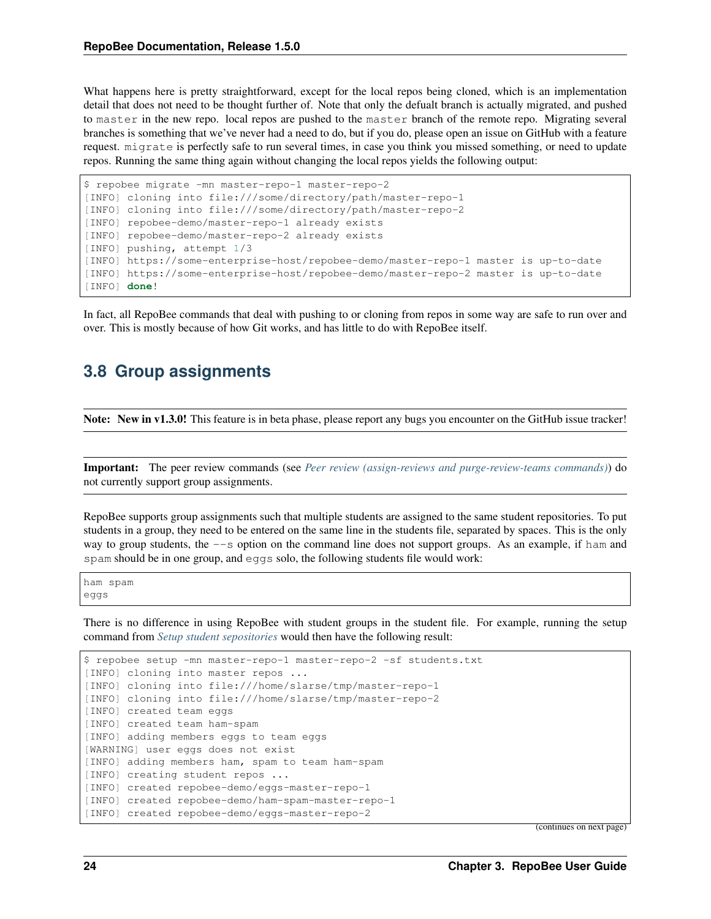What happens here is pretty straightforward, except for the local repos being cloned, which is an implementation detail that does not need to be thought further of. Note that only the defualt branch is actually migrated, and pushed to `master` in the new repo. local repos are pushed to the `master` branch of the remote repo. Migrating several branches is something that we've never had a need to do, but if you do, please open an issue on GitHub with a feature request. `migrate` is perfectly safe to run several times, in case you think you missed something, or need to update repos. Running the same thing again without changing the local repos yields the following output:

```
$ repobee migrate -mn master-repo-1 master-repo-2
[INFO] cloning into file:///some/directory/path/master-repo-1
[INFO] cloning into file:///some/directory/path/master-repo-2
[INFO] repobee-demo/master-repo-1 already exists
[INFO] repobee-demo/master-repo-2 already exists
[INFO] pushing, attempt 1/3
[INFO] https://some-enterprise-host/repobee-demo/master-repo-1 master is up-to-date
[INFO] https://some-enterprise-host/repobee-demo/master-repo-2 master is up-to-date
[INFO] done!
```

In fact, all RepoBee commands that deal with pushing to or cloning from repos in some way are safe to run over and over. This is mostly because of how Git works, and has little to do with RepoBee itself.

## 3.8 Group assignments

**Note: New in v1.3.0!** This feature is in beta phase, please report any bugs you encounter on the GitHub issue tracker!

**Important:** The peer review commands (see *Peer review (assign-reviews and purge-review-teams commands)*) do not currently support group assignments.

RepoBee supports group assignments such that multiple students are assigned to the same student repositories. To put students in a group, they need to be entered on the same line in the students file, separated by spaces. This is the only way to group students, the `--s` option on the command line does not support groups. As an example, if `ham` and `spam` should be in one group, and `eggs` solo, the following students file would work:

```
ham spam
eggs
```

There is no difference in using RepoBee with student groups in the student file. For example, running the setup command from *Setup student sepositories* would then have the following result:

```
$ repobee setup -mn master-repo-1 master-repo-2 -sf students.txt
[INFO] cloning into master repos ...
[INFO] cloning into file:///home/slarse/tmp/master-repo-1
[INFO] cloning into file:///home/slarse/tmp/master-repo-2
[INFO] created team eggs
[INFO] created team ham-spam
[INFO] adding members eggs to team eggs
[WARNING] user eggs does not exist
[INFO] adding members ham, spam to team ham-spam
[INFO] creating student repos ...
[INFO] created repobee-demo/eggs-master-repo-1
[INFO] created repobee-demo/ham-spam-master-repo-1
[INFO] created repobee-demo/eggs-master-repo-2
```

(continues on next page)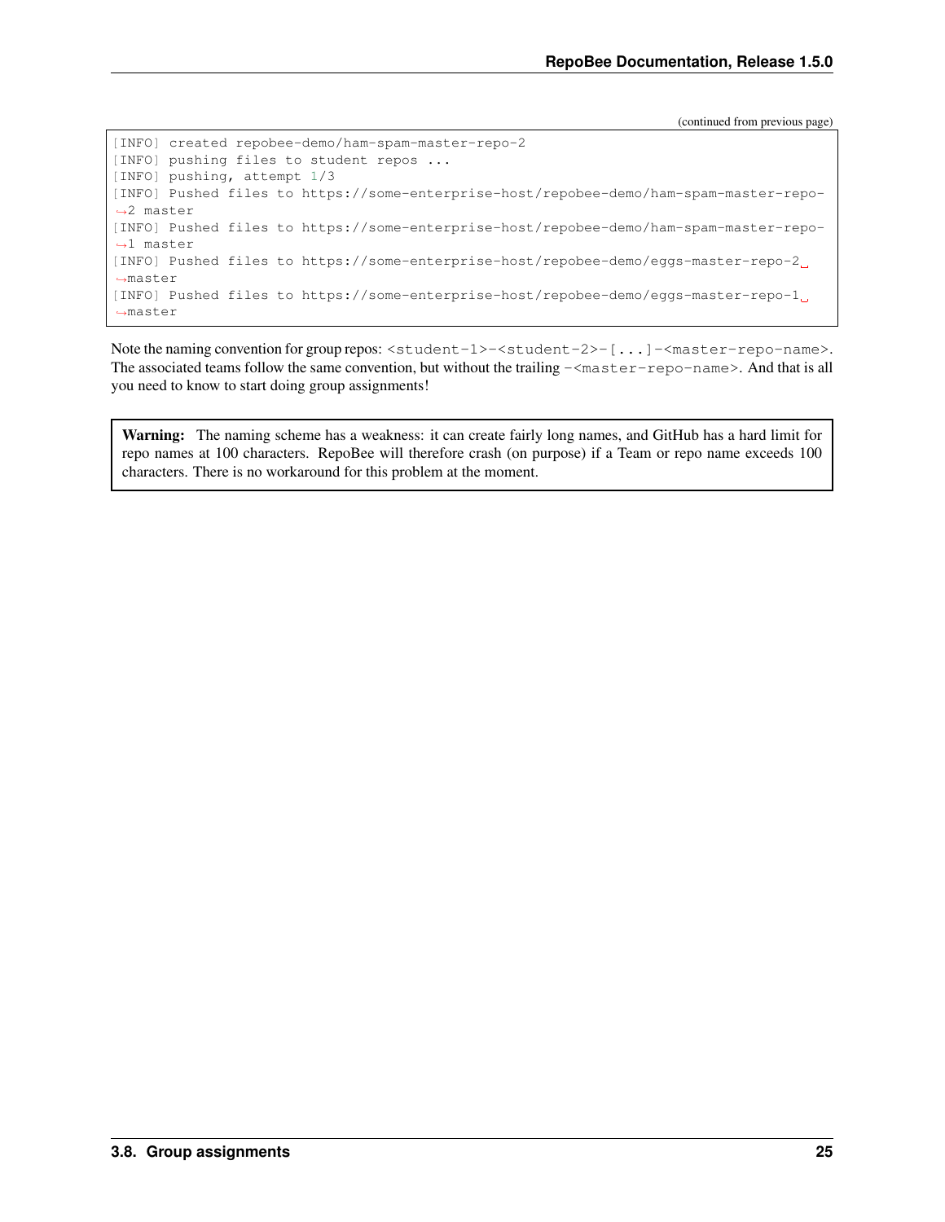(continued from previous page)

```
[INFO] created repobee-demo/ham-spam-master-repo-2
[INFO] pushing files to student repos ...
[INFO] pushing, attempt 1/3
[INFO] Pushed files to https://some-enterprise-host/repobee-demo/ham-spam-master-repo-2 master
[INFO] Pushed files to https://some-enterprise-host/repobee-demo/ham-spam-master-repo-1 master
[INFO] Pushed files to https://some-enterprise-host/repobee-demo/eggs-master-repo-2 master
[INFO] Pushed files to https://some-enterprise-host/repobee-demo/eggs-master-repo-1 master
```

Note the naming convention for group repos: `<student-1>-<student-2>-[...]-<master-repo-name>`. The associated teams follow the same convention, but without the trailing `-<master-repo-name>`. And that is all you need to know to start doing group assignments!

> **Warning:** The naming scheme has a weakness: it can create fairly long names, and GitHub has a hard limit for repo names at 100 characters. RepoBee will therefore crash (on purpose) if a Team or repo name exceeds 100 characters. There is no workaround for this problem at the moment.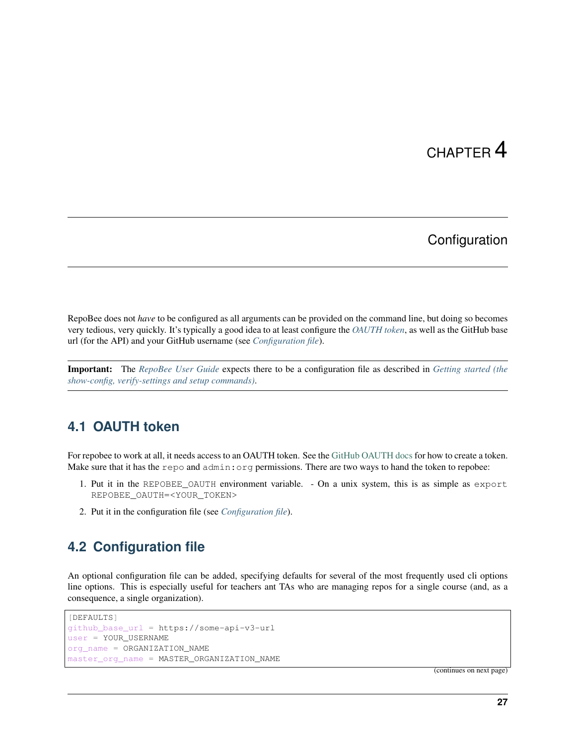// CHAPTER 4

# Configuration

RepoBee does not *have* to be configured as all arguments can be provided on the command line, but doing so becomes very tedious, very quickly. It's typically a good idea to at least configure the *OAUTH token*, as well as the GitHub base url (for the API) and your GitHub username (see *Configuration file*).

**Important:** The *RepoBee User Guide* expects there to be a configuration file as described in *Getting started (the show-config, verify-settings and setup commands)*.

## 4.1 OAUTH token

For repobee to work at all, it needs access to an OAUTH token. See the GitHub OAUTH docs for how to create a token. Make sure that it has the `repo` and `admin:org` permissions. There are two ways to hand the token to repobee:

1. Put it in the `REPOBEE_OAUTH` environment variable. - On a unix system, this is as simple as `export REPOBEE_OAUTH=<YOUR_TOKEN>`
2. Put it in the configuration file (see *Configuration file*).

## 4.2 Configuration file

An optional configuration file can be added, specifying defaults for several of the most frequently used cli options line options. This is especially useful for teachers ant TAs who are managing repos for a single course (and, as a consequence, a single organization).

```
[DEFAULTS]
github_base_url = https://some-api-v3-url
user = YOUR_USERNAME
org_name = ORGANIZATION_NAME
master_org_name = MASTER_ORGANIZATION_NAME
```

(continues on next page)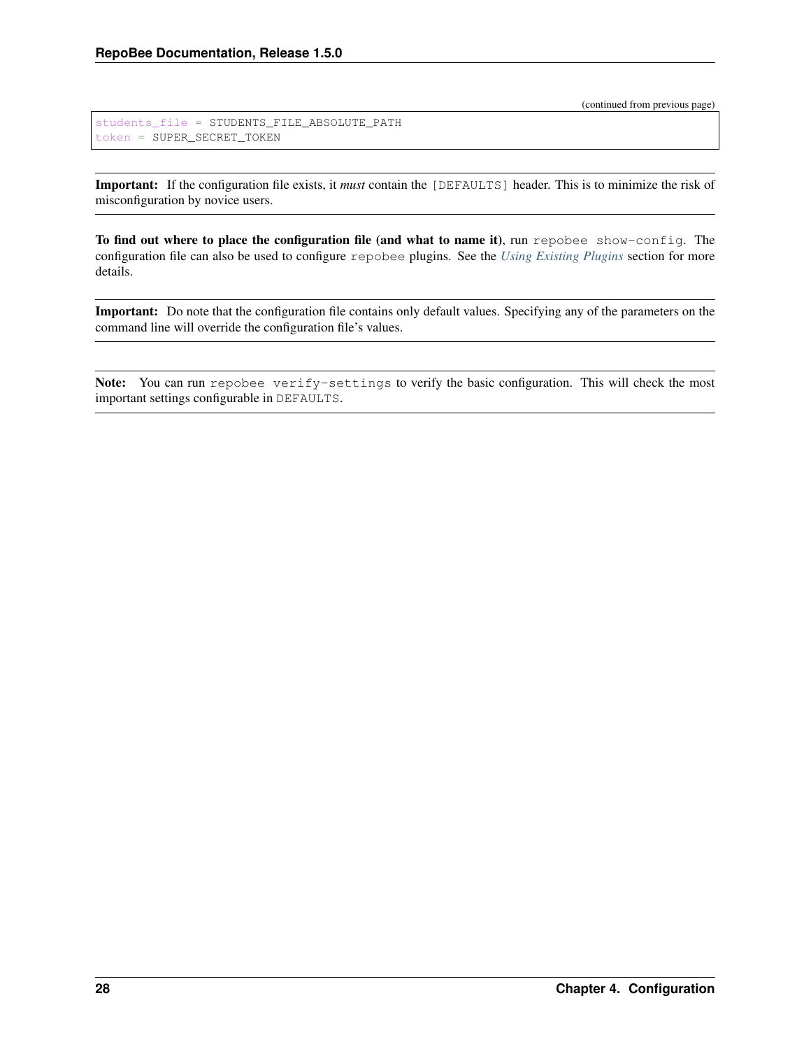(continued from previous page)

```
students_file = STUDENTS_FILE_ABSOLUTE_PATH
token = SUPER_SECRET_TOKEN
```

**Important:** If the configuration file exists, it *must* contain the `[DEFAULTS]` header. This is to minimize the risk of misconfiguration by novice users.

**To find out where to place the configuration file (and what to name it)**, run `repobee show-config`. The configuration file can also be used to configure `repobee` plugins. See the *Using Existing Plugins* section for more details.

**Important:** Do note that the configuration file contains only default values. Specifying any of the parameters on the command line will override the configuration file's values.

**Note:** You can run `repobee verify-settings` to verify the basic configuration. This will check the most important settings configurable in `DEFAULTS`.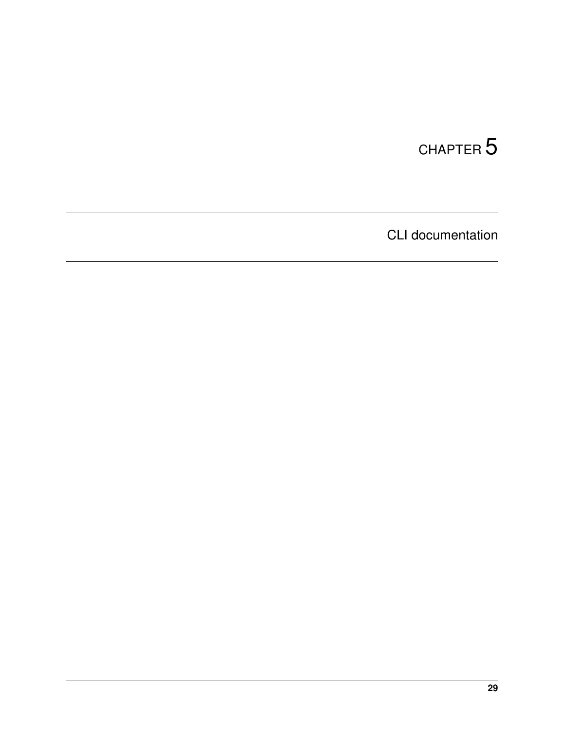# CHAPTER 5

# CLI documentation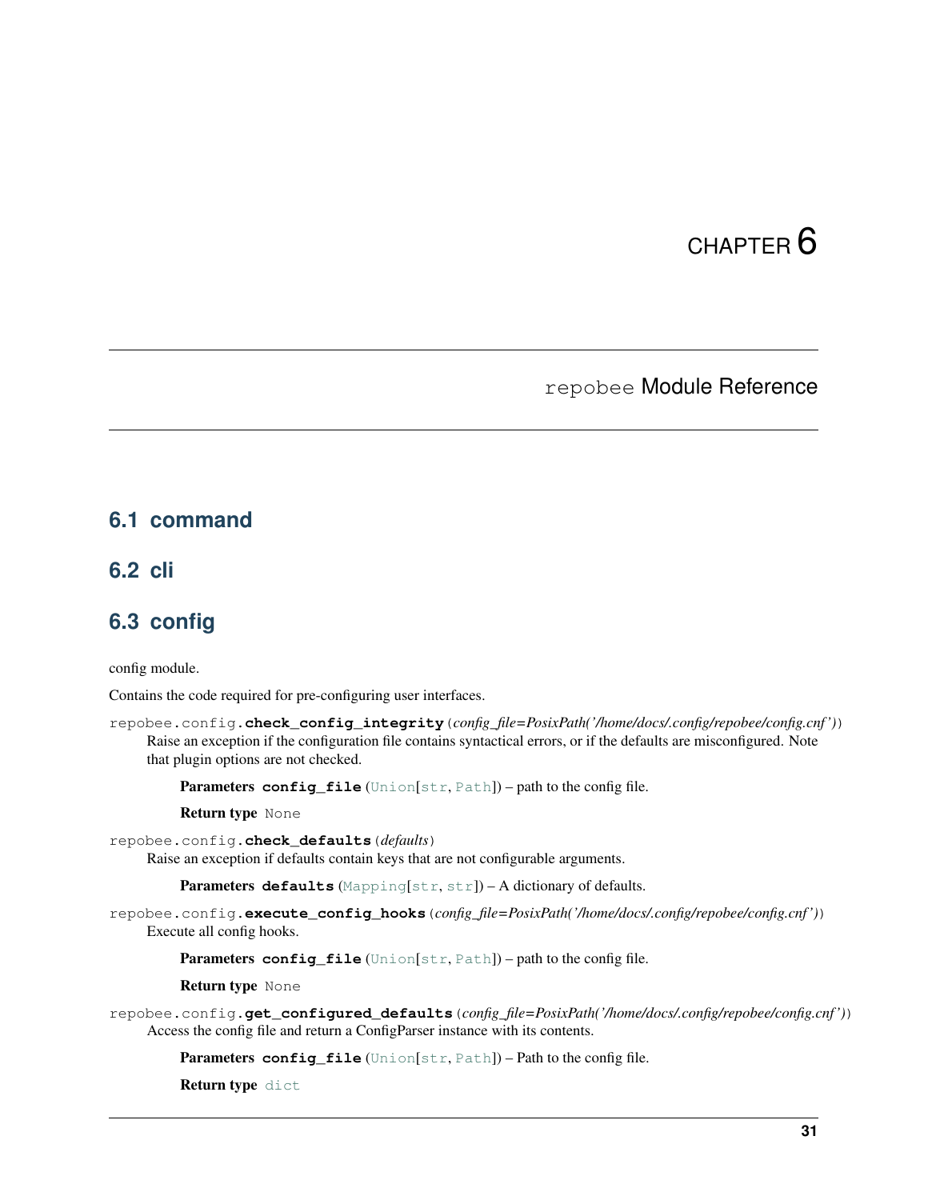# CHAPTER 6

## repobee Module Reference

### 6.1 command

### 6.2 cli

### 6.3 config

config module.

Contains the code required for pre-configuring user interfaces.

repobee.config.**check_config_integrity**(*config_file=PosixPath('/home/docs/.config/repobee/config.cnf')*)
Raise an exception if the configuration file contains syntactical errors, or if the defaults are misconfigured. Note that plugin options are not checked.

**Parameters** **config_file** (Union[str, Path]) – path to the config file.

**Return type** None

repobee.config.**check_defaults**(*defaults*)
Raise an exception if defaults contain keys that are not configurable arguments.

**Parameters** **defaults** (Mapping[str, str]) – A dictionary of defaults.

repobee.config.**execute_config_hooks**(*config_file=PosixPath('/home/docs/.config/repobee/config.cnf')*)
Execute all config hooks.

**Parameters** **config_file** (Union[str, Path]) – path to the config file.

**Return type** None

repobee.config.**get_configured_defaults**(*config_file=PosixPath('/home/docs/.config/repobee/config.cnf')*)
Access the config file and return a ConfigParser instance with its contents.

**Parameters** **config_file** (Union[str, Path]) – Path to the config file.

**Return type** dict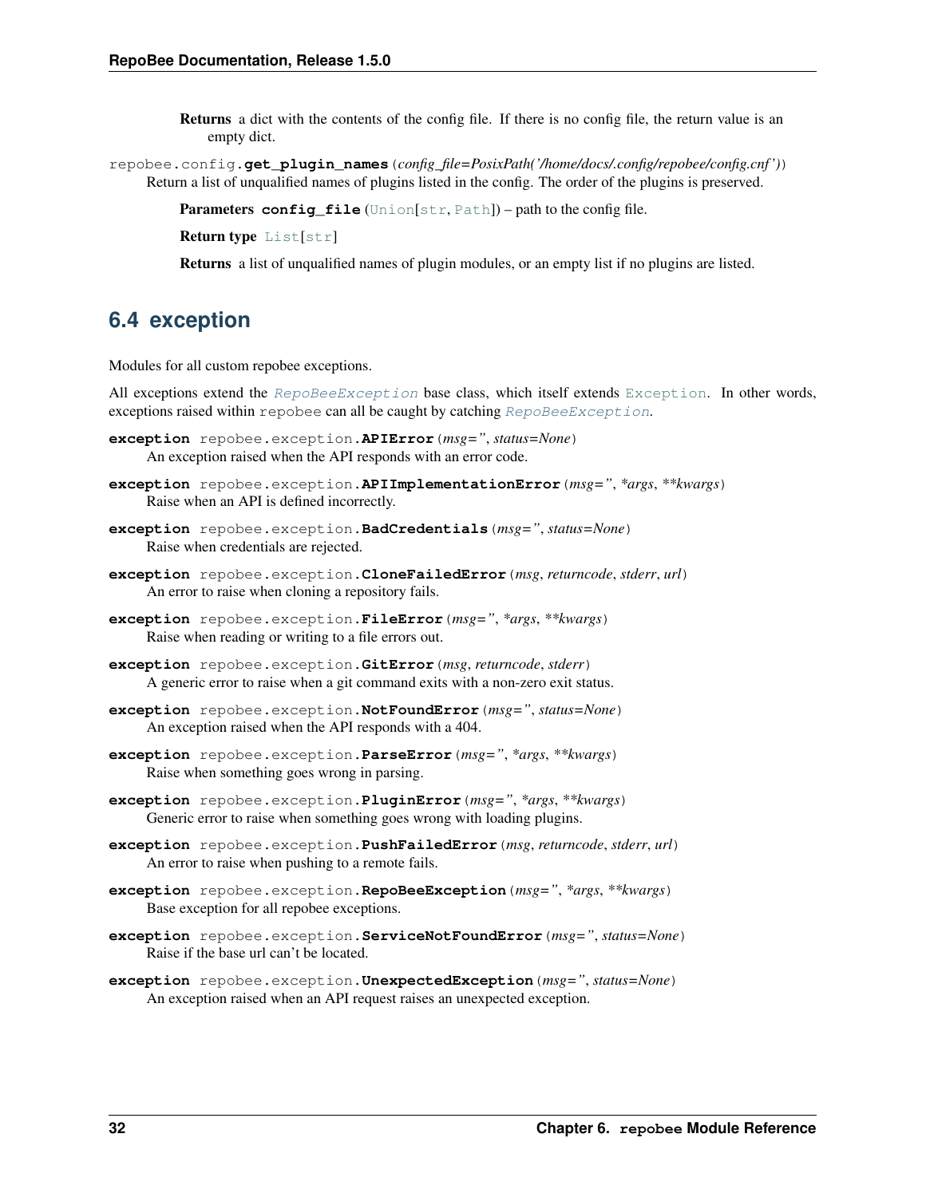**Returns** a dict with the contents of the config file. If there is no config file, the return value is an empty dict.

repobee.config.**get_plugin_names**(*config_file=PosixPath('/home/docs/.config/repobee/config.cnf')*)

Return a list of unqualified names of plugins listed in the config. The order of the plugins is preserved.

**Parameters** **config_file** (Union[str, Path]) – path to the config file.

**Return type** List[str]

**Returns** a list of unqualified names of plugin modules, or an empty list if no plugins are listed.

## 6.4 exception

Modules for all custom repobee exceptions.

All exceptions extend the *RepoBeeException* base class, which itself extends Exception. In other words, exceptions raised within repobee can all be caught by catching *RepoBeeException*.

**exception** repobee.exception.**APIError**(*msg=''*, *status=None*)

An exception raised when the API responds with an error code.

**exception** repobee.exception.**APIImplementationError**(*msg=''*, *\*args*, *\*\*kwargs*)

Raise when an API is defined incorrectly.

**exception** repobee.exception.**BadCredentials**(*msg=''*, *status=None*)

Raise when credentials are rejected.

**exception** repobee.exception.**CloneFailedError**(*msg*, *returncode*, *stderr*, *url*)

An error to raise when cloning a repository fails.

**exception** repobee.exception.**FileError**(*msg=''*, *\*args*, *\*\*kwargs*)

Raise when reading or writing to a file errors out.

**exception** repobee.exception.**GitError**(*msg*, *returncode*, *stderr*)

A generic error to raise when a git command exits with a non-zero exit status.

**exception** repobee.exception.**NotFoundError**(*msg=''*, *status=None*)

An exception raised when the API responds with a 404.

**exception** repobee.exception.**ParseError**(*msg=''*, *\*args*, *\*\*kwargs*)

Raise when something goes wrong in parsing.

**exception** repobee.exception.**PluginError**(*msg=''*, *\*args*, *\*\*kwargs*)

Generic error to raise when something goes wrong with loading plugins.

**exception** repobee.exception.**PushFailedError**(*msg*, *returncode*, *stderr*, *url*)

An error to raise when pushing to a remote fails.

**exception** repobee.exception.**RepoBeeException**(*msg=''*, *\*args*, *\*\*kwargs*)

Base exception for all repobee exceptions.

**exception** repobee.exception.**ServiceNotFoundError**(*msg=''*, *status=None*)

Raise if the base url can't be located.

**exception** repobee.exception.**UnexpectedException**(*msg=''*, *status=None*)

An exception raised when an API request raises an unexpected exception.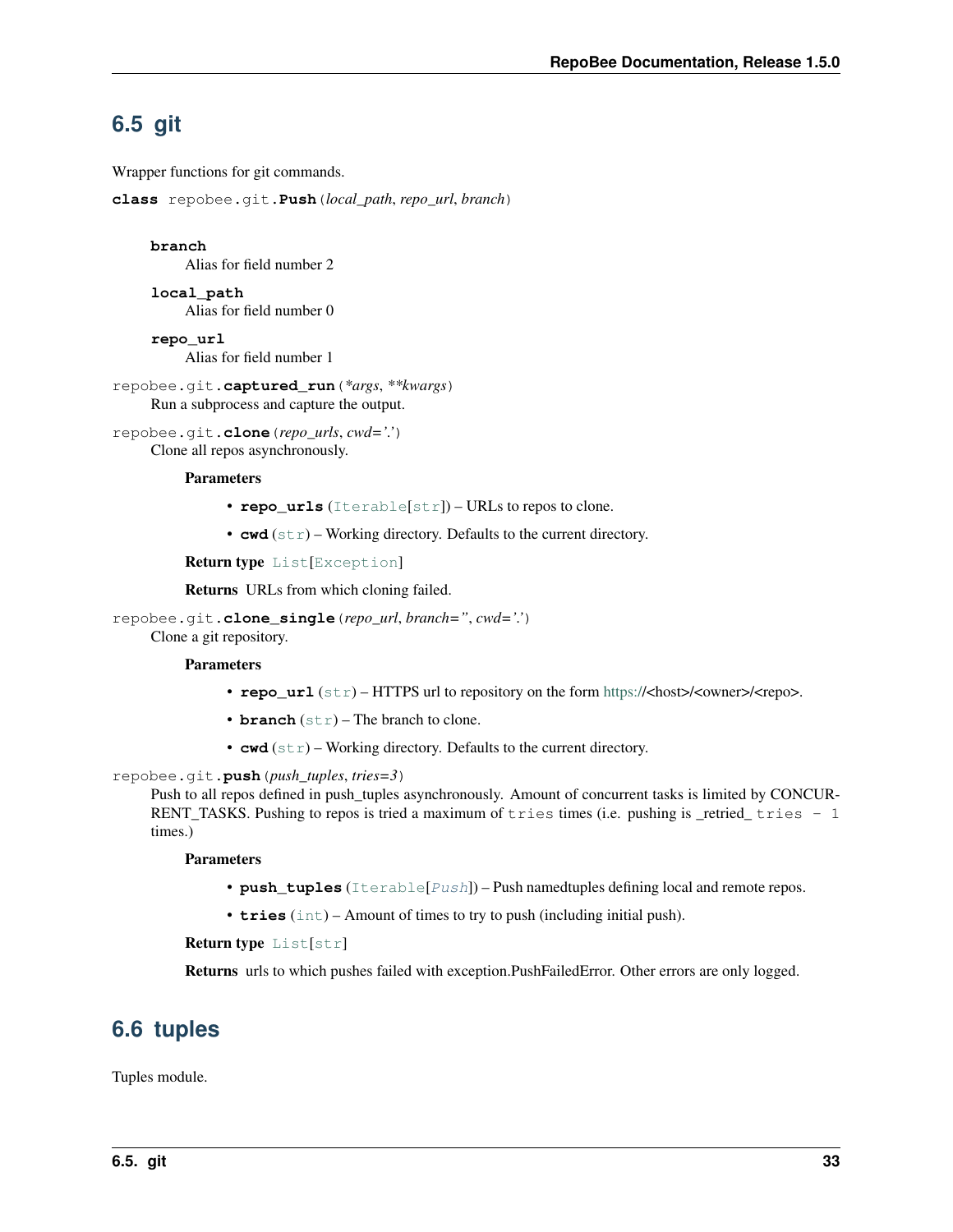## 6.5 git

Wrapper functions for git commands.

**class** repobee.git.**Push**(*local_path*, *repo_url*, *branch*)

> **branch**
> Alias for field number 2
>
> **local_path**
> Alias for field number 0
>
> **repo_url**
> Alias for field number 1

repobee.git.**captured_run**(*\*args*, *\*\*kwargs*)
Run a subprocess and capture the output.

repobee.git.**clone**(*repo_urls*, *cwd='.'*)
Clone all repos asynchronously.

**Parameters**

- **repo_urls** (Iterable[str]) – URLs to repos to clone.
- **cwd** (str) – Working directory. Defaults to the current directory.

**Return type** List[Exception]

**Returns** URLs from which cloning failed.

repobee.git.**clone_single**(*repo_url*, *branch=''*, *cwd='.'*)
Clone a git repository.

**Parameters**

- **repo_url** (str) – HTTPS url to repository on the form https://<host>/<owner>/<repo>.
- **branch** (str) – The branch to clone.
- **cwd** (str) – Working directory. Defaults to the current directory.

repobee.git.**push**(*push_tuples*, *tries=3*)
Push to all repos defined in push_tuples asynchronously. Amount of concurrent tasks is limited by CONCURRENT_TASKS. Pushing to repos is tried a maximum of `tries` times (i.e. pushing is _retried_ `tries - 1` times.)

**Parameters**

- **push_tuples** (Iterable[*Push*]) – Push namedtuples defining local and remote repos.
- **tries** (int) – Amount of times to try to push (including initial push).

**Return type** List[str]

**Returns** urls to which pushes failed with exception.PushFailedError. Other errors are only logged.

## 6.6 tuples

Tuples module.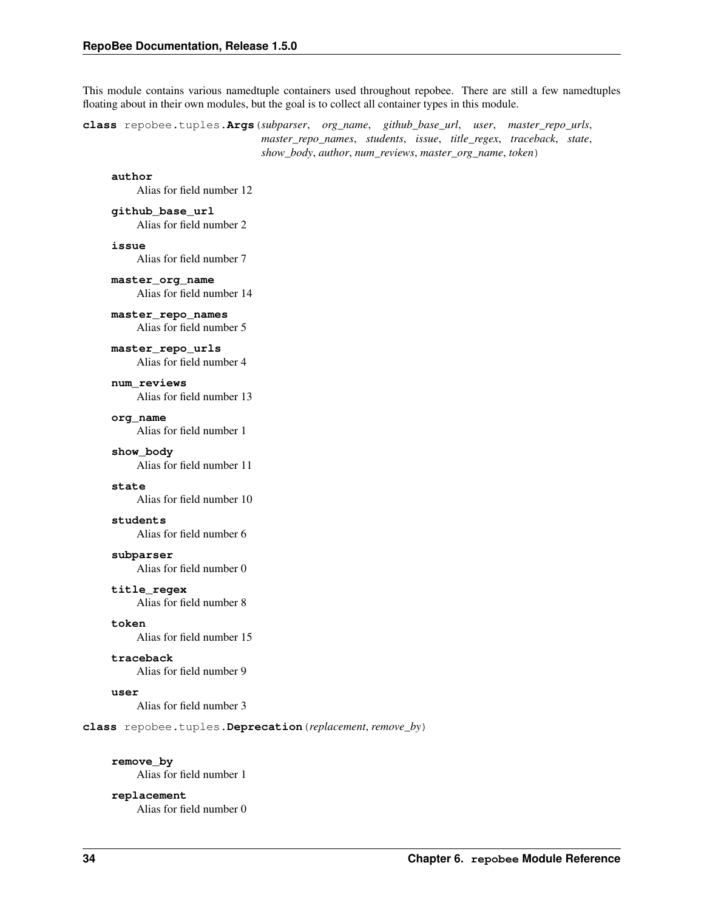This module contains various namedtuple containers used throughout repobee. There are still a few namedtuples floating about in their own modules, but the goal is to collect all container types in this module.

**class** repobee.tuples.**Args**(*subparser*, *org_name*, *github_base_url*, *user*, *master_repo_urls*, *master_repo_names*, *students*, *issue*, *title_regex*, *traceback*, *state*, *show_body*, *author*, *num_reviews*, *master_org_name*, *token*)

**author**
Alias for field number 12

**github_base_url**
Alias for field number 2

**issue**
Alias for field number 7

**master_org_name**
Alias for field number 14

**master_repo_names**
Alias for field number 5

**master_repo_urls**
Alias for field number 4

**num_reviews**
Alias for field number 13

**org_name**
Alias for field number 1

**show_body**
Alias for field number 11

**state**
Alias for field number 10

**students**
Alias for field number 6

**subparser**
Alias for field number 0

**title_regex**
Alias for field number 8

**token**
Alias for field number 15

**traceback**
Alias for field number 9

**user**
Alias for field number 3

**class** repobee.tuples.**Deprecation**(*replacement*, *remove_by*)

**remove_by**
Alias for field number 1

**replacement**
Alias for field number 0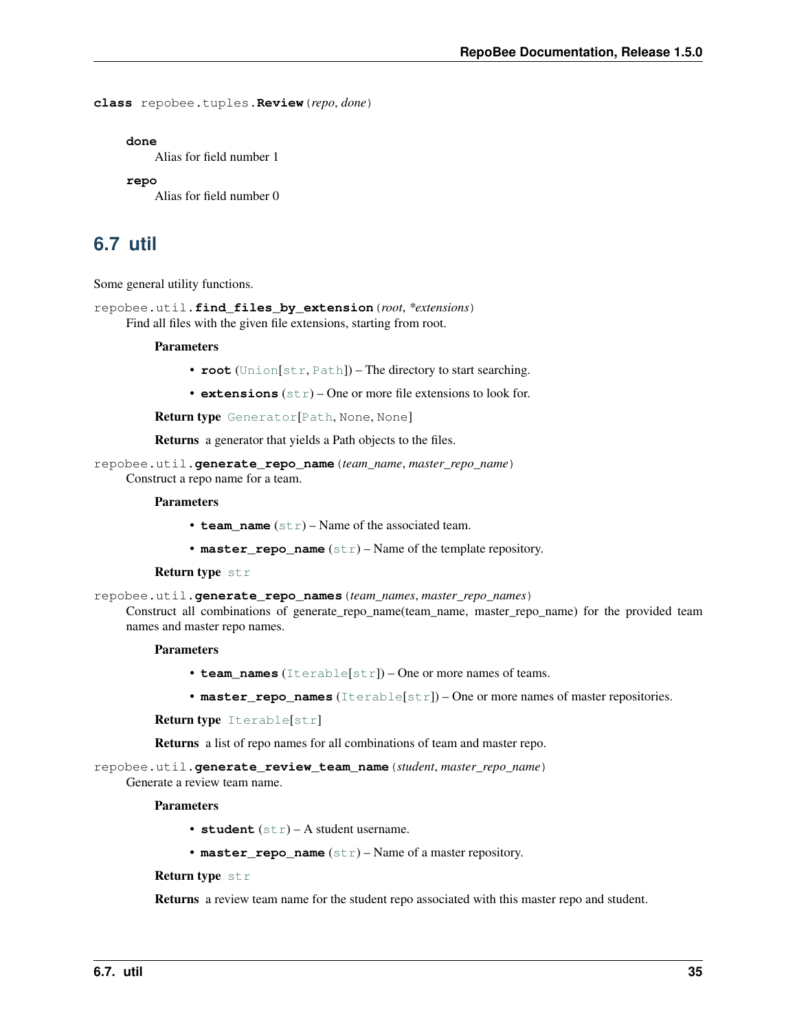**class** repobee.tuples.**Review**(*repo*, *done*)

**done**
Alias for field number 1

**repo**
Alias for field number 0

## 6.7 util

Some general utility functions.

repobee.util.**find_files_by_extension**(*root*, **extensions*)
Find all files with the given file extensions, starting from root.

**Parameters**

- **root** (Union[str, Path]) – The directory to start searching.
- **extensions** (str) – One or more file extensions to look for.

**Return type** Generator[Path, None, None]

**Returns** a generator that yields a Path objects to the files.

repobee.util.**generate_repo_name**(*team_name*, *master_repo_name*)
Construct a repo name for a team.

**Parameters**

- **team_name** (str) – Name of the associated team.
- **master_repo_name** (str) – Name of the template repository.

**Return type** str

repobee.util.**generate_repo_names**(*team_names*, *master_repo_names*)
Construct all combinations of generate_repo_name(team_name, master_repo_name) for the provided team names and master repo names.

**Parameters**

- **team_names** (Iterable[str]) – One or more names of teams.
- **master_repo_names** (Iterable[str]) – One or more names of master repositories.

**Return type** Iterable[str]

**Returns** a list of repo names for all combinations of team and master repo.

repobee.util.**generate_review_team_name**(*student*, *master_repo_name*)
Generate a review team name.

**Parameters**

- **student** (str) – A student username.
- **master_repo_name** (str) – Name of a master repository.

**Return type** str

**Returns** a review team name for the student repo associated with this master repo and student.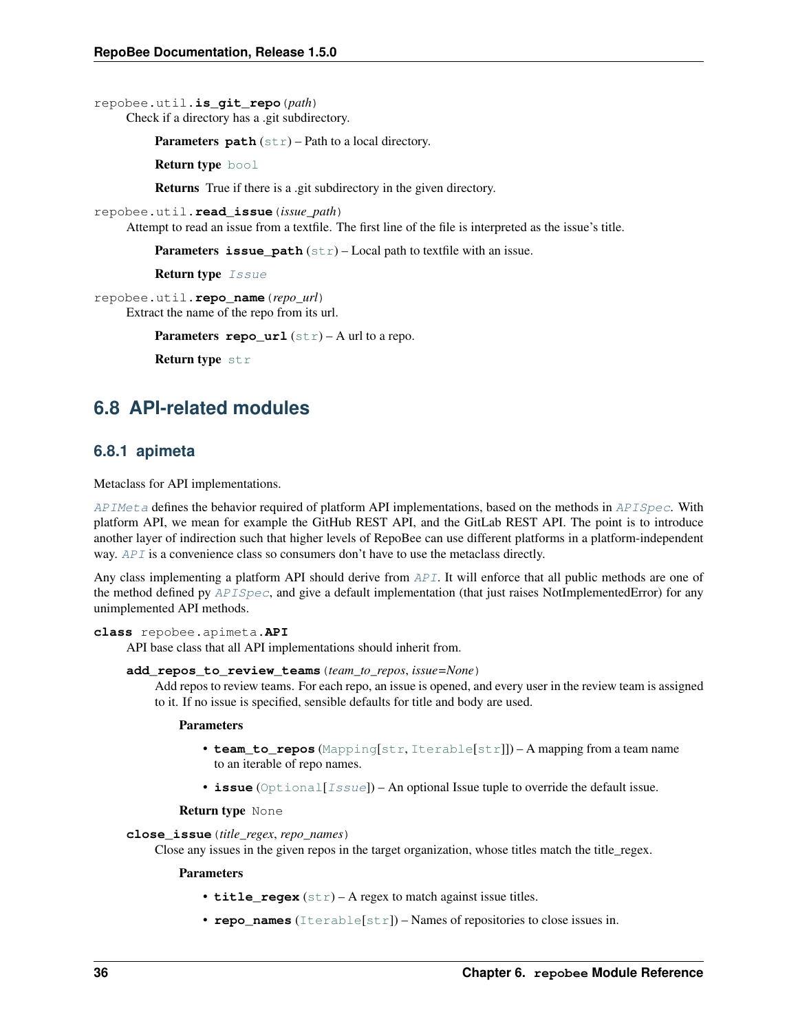`repobee.util.is_git_repo(path)`

Check if a directory has a .git subdirectory.

**Parameters** **path** (str) – Path to a local directory.

**Return type** bool

**Returns** True if there is a .git subdirectory in the given directory.

`repobee.util.read_issue(issue_path)`

Attempt to read an issue from a textfile. The first line of the file is interpreted as the issue's title.

**Parameters** **issue_path** (str) – Local path to textfile with an issue.

**Return type** *Issue*

`repobee.util.repo_name(repo_url)`

Extract the name of the repo from its url.

**Parameters** **repo_url** (str) – A url to a repo.

**Return type** str

## 6.8 API-related modules

### 6.8.1 apimeta

Metaclass for API implementations.

*APIMeta* defines the behavior required of platform API implementations, based on the methods in *APISpec*. With platform API, we mean for example the GitHub REST API, and the GitLab REST API. The point is to introduce another layer of indirection such that higher levels of RepoBee can use different platforms in a platform-independent way. *API* is a convenience class so consumers don't have to use the metaclass directly.

Any class implementing a platform API should derive from *API*. It will enforce that all public methods are one of the method defined py *APISpec*, and give a default implementation (that just raises NotImplementedError) for any unimplemented API methods.

**class** `repobee.apimeta.API`

API base class that all API implementations should inherit from.

`add_repos_to_review_teams(team_to_repos, issue=None)`

Add repos to review teams. For each repo, an issue is opened, and every user in the review team is assigned to it. If no issue is specified, sensible defaults for title and body are used.

**Parameters**

- **team_to_repos** (Mapping[str, Iterable[str]]) – A mapping from a team name to an iterable of repo names.
- **issue** (Optional[*Issue*]) – An optional Issue tuple to override the default issue.

**Return type** None

`close_issue(title_regex, repo_names)`

Close any issues in the given repos in the target organization, whose titles match the title_regex.

**Parameters**

- **title_regex** (str) – A regex to match against issue titles.
- **repo_names** (Iterable[str]) – Names of repositories to close issues in.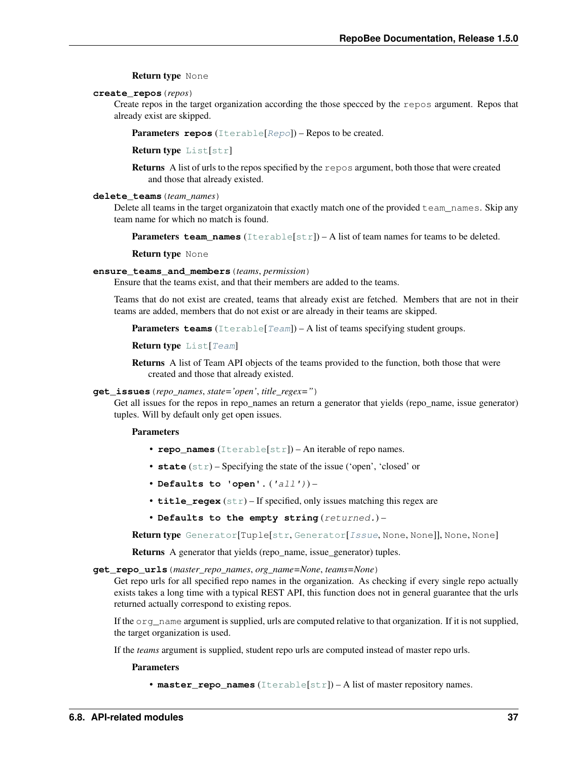**Return type** None

**create_repos**(*repos*)

Create repos in the target organization according the those specced by the `repos` argument. Repos that already exist are skipped.

**Parameters** **repos** (Iterable[*Repo*]) – Repos to be created.

**Return type** List[str]

**Returns** A list of urls to the repos specified by the `repos` argument, both those that were created and those that already existed.

**delete_teams**(*team_names*)

Delete all teams in the target organizatoin that exactly match one of the provided `team_names`. Skip any team name for which no match is found.

**Parameters** **team_names** (Iterable[str]) – A list of team names for teams to be deleted.

**Return type** None

**ensure_teams_and_members**(*teams*, *permission*)

Ensure that the teams exist, and that their members are added to the teams.

Teams that do not exist are created, teams that already exist are fetched. Members that are not in their teams are added, members that do not exist or are already in their teams are skipped.

**Parameters** **teams** (Iterable[*Team*]) – A list of teams specifying student groups.

**Return type** List[*Team*]

**Returns** A list of Team API objects of the teams provided to the function, both those that were created and those that already existed.

**get_issues**(*repo_names*, *state='open'*, *title_regex=''*)

Get all issues for the repos in repo_names an return a generator that yields (repo_name, issue generator) tuples. Will by default only get open issues.

**Parameters**

- **repo_names** (Iterable[str]) – An iterable of repo names.
- **state** (str) – Specifying the state of the issue ('open', 'closed' or
- **Defaults to 'open'.** (*'all')*) –
- **title_regex** (str) – If specified, only issues matching this regex are
- **Defaults to the empty string** (*returned.*) –

**Return type** Generator[Tuple[str, Generator[*Issue*, None, None]], None, None]

**Returns** A generator that yields (repo_name, issue_generator) tuples.

**get_repo_urls**(*master_repo_names*, *org_name=None*, *teams=None*)

Get repo urls for all specified repo names in the organization. As checking if every single repo actually exists takes a long time with a typical REST API, this function does not in general guarantee that the urls returned actually correspond to existing repos.

If the `org_name` argument is supplied, urls are computed relative to that organization. If it is not supplied, the target organization is used.

If the *teams* argument is supplied, student repo urls are computed instead of master repo urls.

**Parameters**

- **master_repo_names** (Iterable[str]) – A list of master repository names.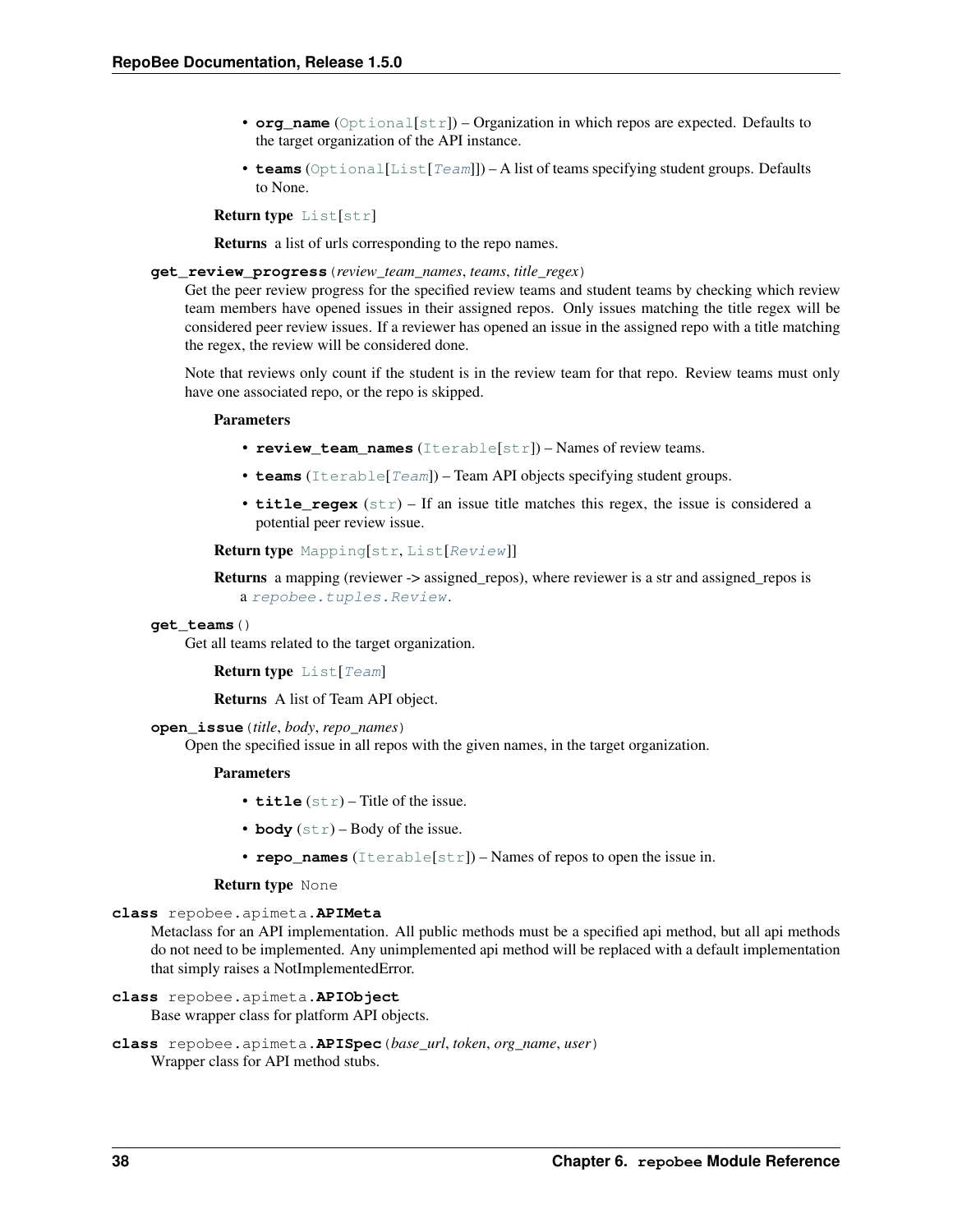- **org_name** (Optional[str]) – Organization in which repos are expected. Defaults to the target organization of the API instance.
- **teams** (Optional[List[*Team*]]) – A list of teams specifying student groups. Defaults to None.

**Return type** List[str]

**Returns** a list of urls corresponding to the repo names.

**get_review_progress**(*review_team_names*, *teams*, *title_regex*)

Get the peer review progress for the specified review teams and student teams by checking which review team members have opened issues in their assigned repos. Only issues matching the title regex will be considered peer review issues. If a reviewer has opened an issue in the assigned repo with a title matching the regex, the review will be considered done.

Note that reviews only count if the student is in the review team for that repo. Review teams must only have one associated repo, or the repo is skipped.

**Parameters**

- **review_team_names** (Iterable[str]) – Names of review teams.
- **teams** (Iterable[*Team*]) – Team API objects specifying student groups.
- **title_regex** (str) – If an issue title matches this regex, the issue is considered a potential peer review issue.

**Return type** Mapping[str, List[*Review*]]

**Returns** a mapping (reviewer -> assigned_repos), where reviewer is a str and assigned_repos is a *repobee.tuples.Review*.

**get_teams**()

Get all teams related to the target organization.

**Return type** List[*Team*]

**Returns** A list of Team API object.

**open_issue**(*title*, *body*, *repo_names*)

Open the specified issue in all repos with the given names, in the target organization.

**Parameters**

- **title** (str) – Title of the issue.
- **body** (str) – Body of the issue.
- **repo_names** (Iterable[str]) – Names of repos to open the issue in.

**Return type** None

**class** repobee.apimeta.**APIMeta**

Metaclass for an API implementation. All public methods must be a specified api method, but all api methods do not need to be implemented. Any unimplemented api method will be replaced with a default implementation that simply raises a NotImplementedError.

**class** repobee.apimeta.**APIObject**

Base wrapper class for platform API objects.

**class** repobee.apimeta.**APISpec**(*base_url*, *token*, *org_name*, *user*)

Wrapper class for API method stubs.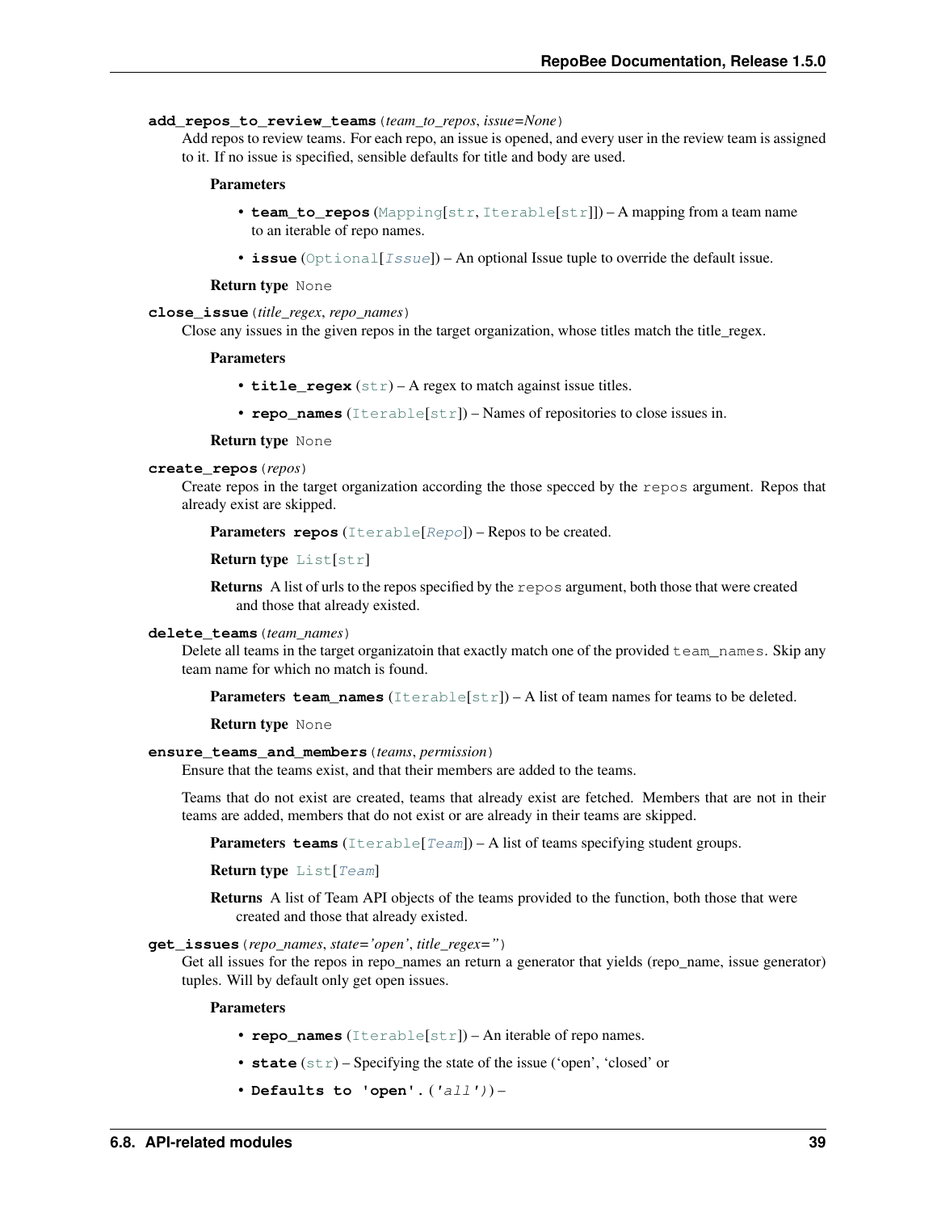**add_repos_to_review_teams**(*team_to_repos*, *issue=None*)

Add repos to review teams. For each repo, an issue is opened, and every user in the review team is assigned to it. If no issue is specified, sensible defaults for title and body are used.

**Parameters**

- **team_to_repos** (Mapping[str, Iterable[str]]) – A mapping from a team name to an iterable of repo names.
- **issue** (Optional[*Issue*]) – An optional Issue tuple to override the default issue.

**Return type** None

**close_issue**(*title_regex*, *repo_names*)

Close any issues in the given repos in the target organization, whose titles match the title_regex.

**Parameters**

- **title_regex** (str) – A regex to match against issue titles.
- **repo_names** (Iterable[str]) – Names of repositories to close issues in.

**Return type** None

**create_repos**(*repos*)

Create repos in the target organization according the those specced by the `repos` argument. Repos that already exist are skipped.

**Parameters** **repos** (Iterable[*Repo*]) – Repos to be created.

**Return type** List[str]

**Returns** A list of urls to the repos specified by the `repos` argument, both those that were created and those that already existed.

**delete_teams**(*team_names*)

Delete all teams in the target organizatoin that exactly match one of the provided `team_names`. Skip any team name for which no match is found.

**Parameters** **team_names** (Iterable[str]) – A list of team names for teams to be deleted.

**Return type** None

**ensure_teams_and_members**(*teams*, *permission*)

Ensure that the teams exist, and that their members are added to the teams.

Teams that do not exist are created, teams that already exist are fetched. Members that are not in their teams are added, members that do not exist or are already in their teams are skipped.

**Parameters** **teams** (Iterable[*Team*]) – A list of teams specifying student groups.

**Return type** List[*Team*]

**Returns** A list of Team API objects of the teams provided to the function, both those that were created and those that already existed.

**get_issues**(*repo_names*, *state='open'*, *title_regex=''*)

Get all issues for the repos in repo_names an return a generator that yields (repo_name, issue generator) tuples. Will by default only get open issues.

**Parameters**

- **repo_names** (Iterable[str]) – An iterable of repo names.
- **state** (str) – Specifying the state of the issue ('open', 'closed' or
- **Defaults to 'open'.** (*'all'*)) –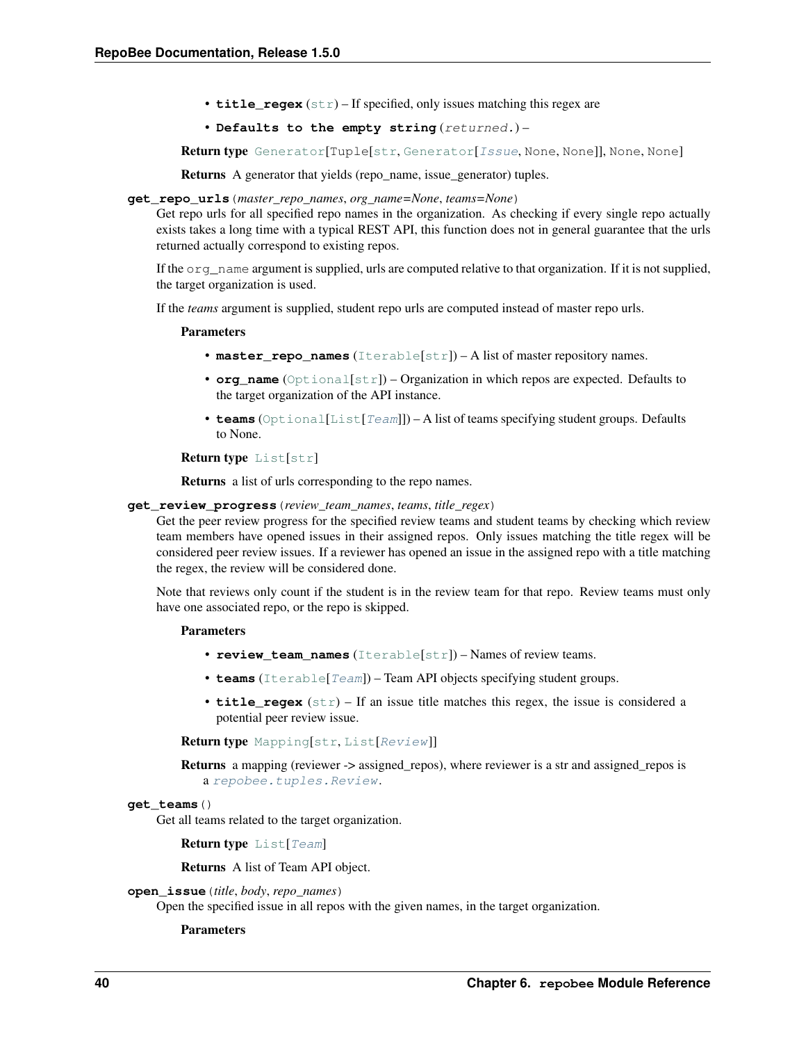- **title_regex** (str) – If specified, only issues matching this regex are
- **Defaults to the empty string** (*returned.*) –

**Return type** Generator[Tuple[str, Generator[*Issue*, None, None]], None, None]

**Returns** A generator that yields (repo_name, issue_generator) tuples.

**get_repo_urls**(*master_repo_names*, *org_name=None*, *teams=None*)

Get repo urls for all specified repo names in the organization. As checking if every single repo actually exists takes a long time with a typical REST API, this function does not in general guarantee that the urls returned actually correspond to existing repos.

If the `org_name` argument is supplied, urls are computed relative to that organization. If it is not supplied, the target organization is used.

If the *teams* argument is supplied, student repo urls are computed instead of master repo urls.

**Parameters**

- **master_repo_names** (Iterable[str]) – A list of master repository names.
- **org_name** (Optional[str]) – Organization in which repos are expected. Defaults to the target organization of the API instance.
- **teams** (Optional[List[*Team*]]) – A list of teams specifying student groups. Defaults to None.

**Return type** List[str]

**Returns** a list of urls corresponding to the repo names.

**get_review_progress**(*review_team_names*, *teams*, *title_regex*)

Get the peer review progress for the specified review teams and student teams by checking which review team members have opened issues in their assigned repos. Only issues matching the title regex will be considered peer review issues. If a reviewer has opened an issue in the assigned repo with a title matching the regex, the review will be considered done.

Note that reviews only count if the student is in the review team for that repo. Review teams must only have one associated repo, or the repo is skipped.

**Parameters**

- **review_team_names** (Iterable[str]) – Names of review teams.
- **teams** (Iterable[*Team*]) – Team API objects specifying student groups.
- **title_regex** (str) – If an issue title matches this regex, the issue is considered a potential peer review issue.

**Return type** Mapping[str, List[*Review*]]

**Returns** a mapping (reviewer -> assigned_repos), where reviewer is a str and assigned_repos is a *repobee.tuples.Review*.

**get_teams**()

Get all teams related to the target organization.

**Return type** List[*Team*]

**Returns** A list of Team API object.

**open_issue**(*title*, *body*, *repo_names*)

Open the specified issue in all repos with the given names, in the target organization.

**Parameters**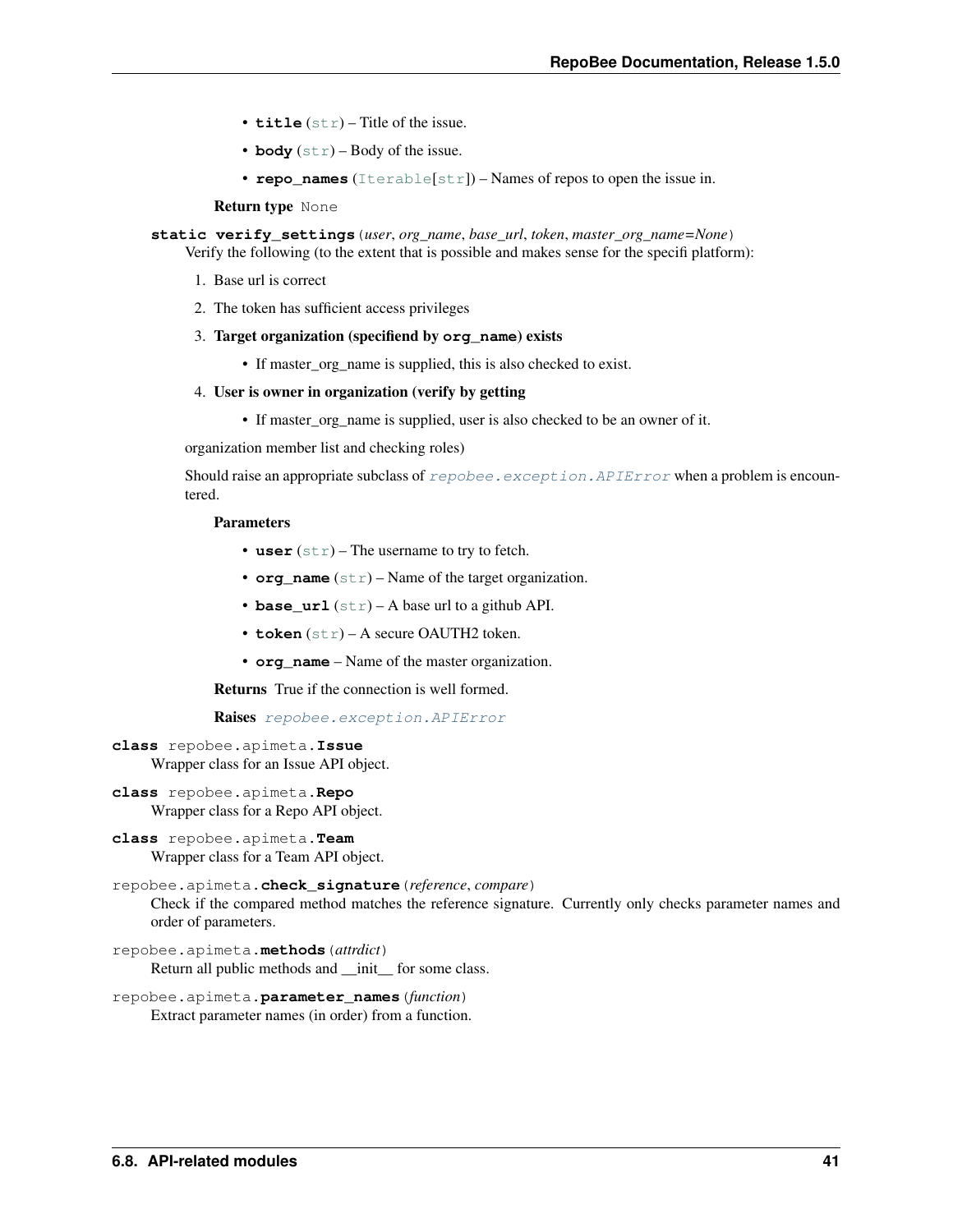- **title** (str) – Title of the issue.
- **body** (str) – Body of the issue.
- **repo_names** (Iterable[str]) – Names of repos to open the issue in.

**Return type** None

**static verify_settings**(*user*, *org_name*, *base_url*, *token*, *master_org_name=None*)

Verify the following (to the extent that is possible and makes sense for the specifi platform):

1. Base url is correct
2. The token has sufficient access privileges
3. **Target organization (specifiend by org_name) exists**
   - If master_org_name is supplied, this is also checked to exist.
4. **User is owner in organization (verify by getting**
   - If master_org_name is supplied, user is also checked to be an owner of it.

organization member list and checking roles)

Should raise an appropriate subclass of *repobee.exception.APIError* when a problem is encountered.

**Parameters**

- **user** (str) – The username to try to fetch.
- **org_name** (str) – Name of the target organization.
- **base_url** (str) – A base url to a github API.
- **token** (str) – A secure OAUTH2 token.
- **org_name** – Name of the master organization.

**Returns** True if the connection is well formed.

**Raises** *repobee.exception.APIError*

**class** repobee.apimeta.**Issue**

Wrapper class for an Issue API object.

**class** repobee.apimeta.**Repo**

Wrapper class for a Repo API object.

**class** repobee.apimeta.**Team**

Wrapper class for a Team API object.

repobee.apimeta.**check_signature**(*reference*, *compare*)

Check if the compared method matches the reference signature. Currently only checks parameter names and order of parameters.

repobee.apimeta.**methods**(*attrdict*)

Return all public methods and __init__ for some class.

repobee.apimeta.**parameter_names**(*function*)

Extract parameter names (in order) from a function.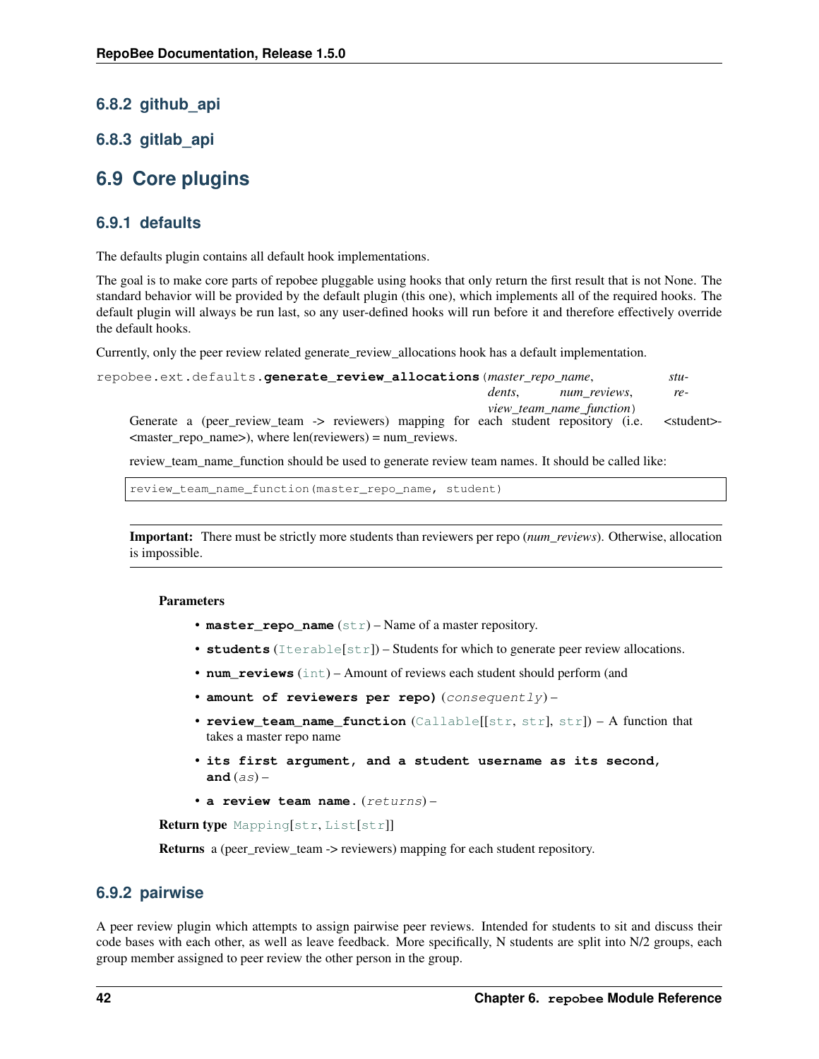### 6.8.2 github_api

### 6.8.3 gitlab_api

## 6.9 Core plugins

### 6.9.1 defaults

The defaults plugin contains all default hook implementations.

The goal is to make core parts of repobee pluggable using hooks that only return the first result that is not None. The standard behavior will be provided by the default plugin (this one), which implements all of the required hooks. The default plugin will always be run last, so any user-defined hooks will run before it and therefore effectively override the default hooks.

Currently, only the peer review related generate_review_allocations hook has a default implementation.

repobee.ext.defaults.**generate_review_allocations**(*master_repo_name*, *students*, *num_reviews*, *review_team_name_function*)

Generate a (peer_review_team -> reviewers) mapping for each student repository (i.e. <student>-<master_repo_name>), where len(reviewers) = num_reviews.

review_team_name_function should be used to generate review team names. It should be called like:

```
review_team_name_function(master_repo_name, student)
```

**Important:** There must be strictly more students than reviewers per repo (*num_reviews*). Otherwise, allocation is impossible.

**Parameters**

- **master_repo_name** (str) – Name of a master repository.
- **students** (Iterable[str]) – Students for which to generate peer review allocations.
- **num_reviews** (int) – Amount of reviews each student should perform (and
- **amount of reviewers per repo)** (*consequently*) –
- **review_team_name_function** (Callable[[str, str], str]) – A function that takes a master repo name
- **its first argument, and a student username as its second, and** (*as*) –
- **a review team name.** (*returns*) –

**Return type** Mapping[str, List[str]]

**Returns** a (peer_review_team -> reviewers) mapping for each student repository.

### 6.9.2 pairwise

A peer review plugin which attempts to assign pairwise peer reviews. Intended for students to sit and discuss their code bases with each other, as well as leave feedback. More specifically, N students are split into N/2 groups, each group member assigned to peer review the other person in the group.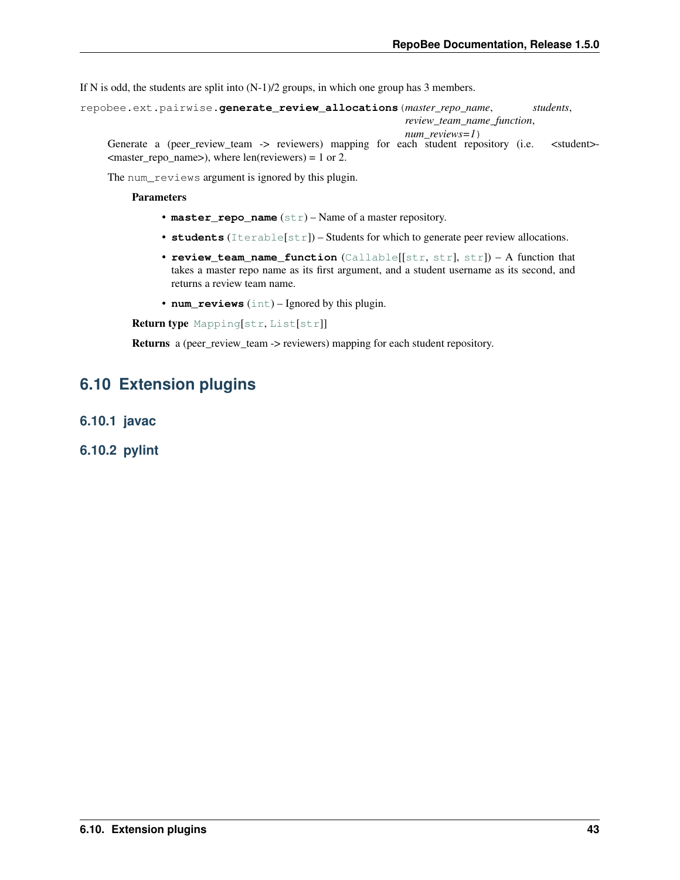If N is odd, the students are split into (N-1)/2 groups, in which one group has 3 members.

repobee.ext.pairwise.**generate_review_allocations**(*master_repo_name*, *students*, *review_team_name_function*, *num_reviews=1*)

Generate a (peer_review_team -> reviewers) mapping for each student repository (i.e. <student>-<master_repo_name>), where len(reviewers) = 1 or 2.

The `num_reviews` argument is ignored by this plugin.

**Parameters**

- **master_repo_name** (str) – Name of a master repository.
- **students** (Iterable[str]) – Students for which to generate peer review allocations.
- **review_team_name_function** (Callable[[str, str], str]) – A function that takes a master repo name as its first argument, and a student username as its second, and returns a review team name.
- **num_reviews** (int) – Ignored by this plugin.

**Return type** Mapping[str, List[str]]

**Returns** a (peer_review_team -> reviewers) mapping for each student repository.

## 6.10 Extension plugins

### 6.10.1 javac

### 6.10.2 pylint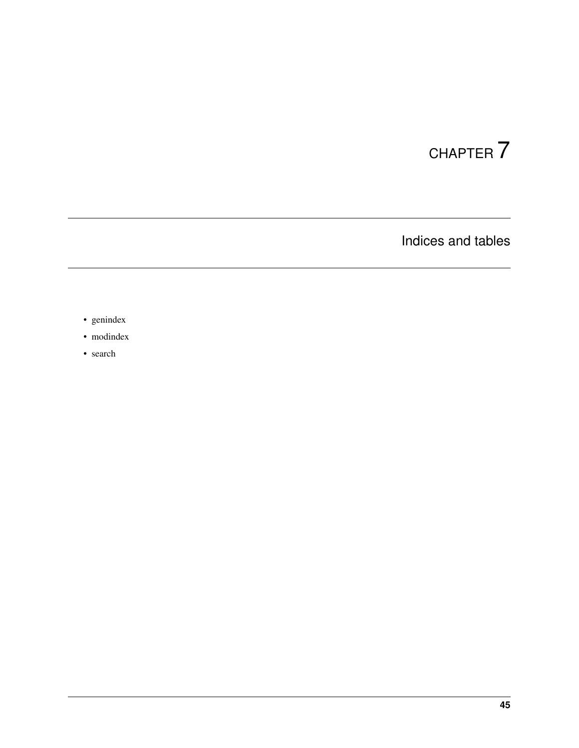# CHAPTER 7

## Indices and tables

- genindex
- modindex
- search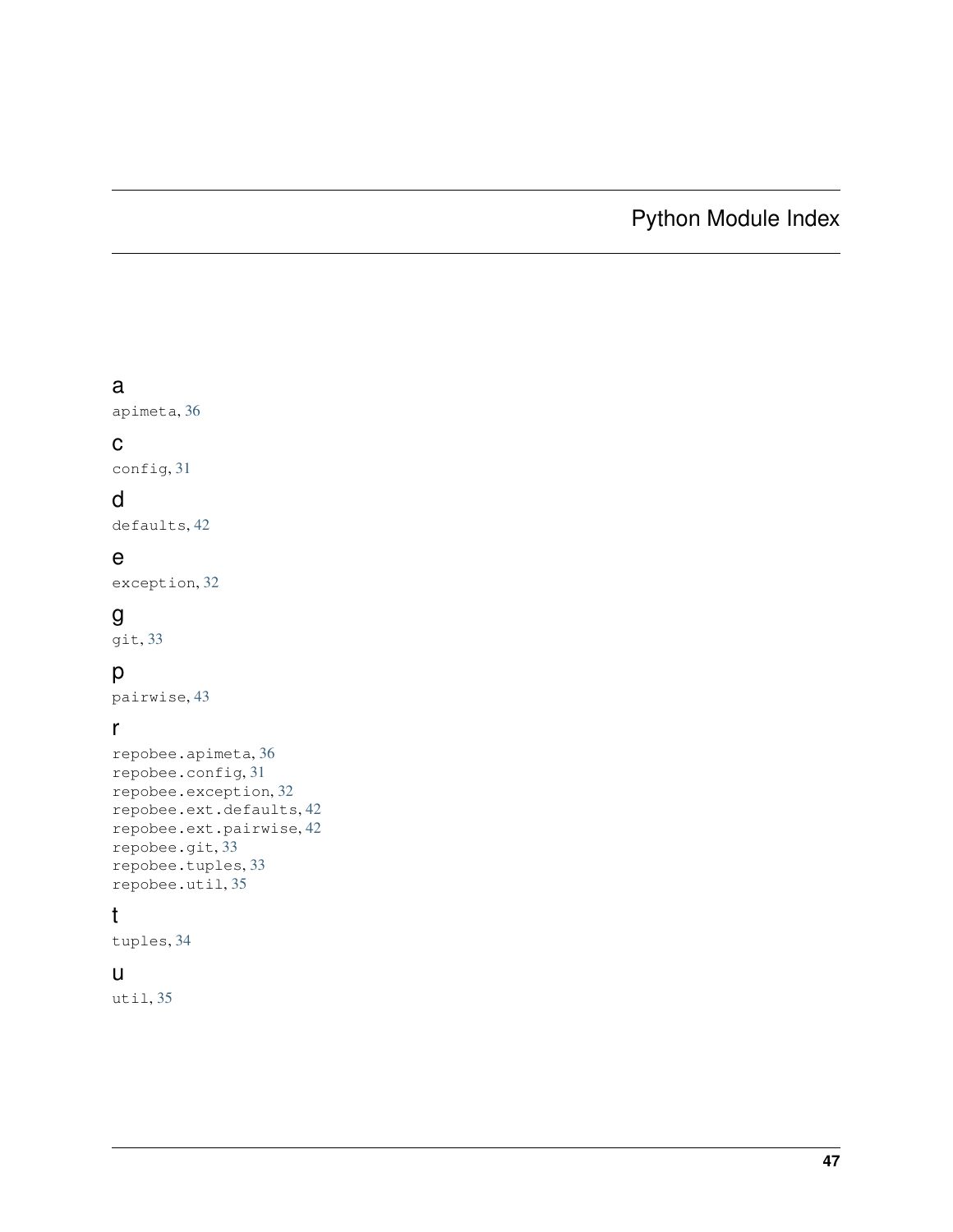# Python Module Index

## a

apimeta, 36

## c

config, 31

## d

defaults, 42

## e

exception, 32

## g

git, 33

## p

pairwise, 43

## r

repobee.apimeta, 36  
repobee.config, 31  
repobee.exception, 32  
repobee.ext.defaults, 42  
repobee.ext.pairwise, 42  
repobee.git, 33  
repobee.tuples, 33  
repobee.util, 35

## t

tuples, 34

## u

util, 35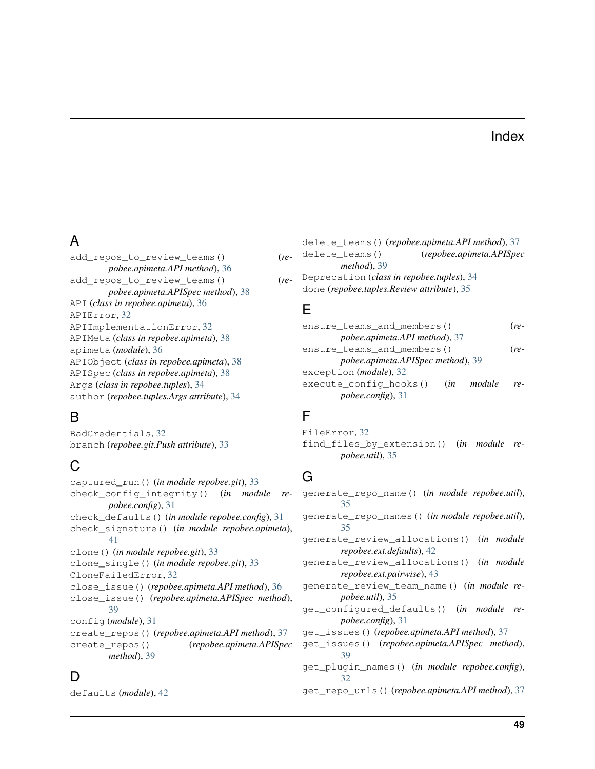# Index

## A

add_repos_to_review_teams() (*repobee.apimeta.API method*), 36

add_repos_to_review_teams() (*repobee.apimeta.APISpec method*), 38

API (*class in repobee.apimeta*), 36

APIError, 32

APIImplementationError, 32

APIMeta (*class in repobee.apimeta*), 38

apimeta (*module*), 36

APIObject (*class in repobee.apimeta*), 38

APISpec (*class in repobee.apimeta*), 38

Args (*class in repobee.tuples*), 34

author (*repobee.tuples.Args attribute*), 34

## B

BadCredentials, 32

branch (*repobee.git.Push attribute*), 33

## C

captured_run() (*in module repobee.git*), 33

check_config_integrity() (*in module repobee.config*), 31

check_defaults() (*in module repobee.config*), 31

check_signature() (*in module repobee.apimeta*), 41

clone() (*in module repobee.git*), 33

clone_single() (*in module repobee.git*), 33

CloneFailedError, 32

close_issue() (*repobee.apimeta.API method*), 36

close_issue() (*repobee.apimeta.APISpec method*), 39

config (*module*), 31

create_repos() (*repobee.apimeta.API method*), 37

create_repos() (*repobee.apimeta.APISpec method*), 39

## D

defaults (*module*), 42

delete_teams() (*repobee.apimeta.API method*), 37

delete_teams() (*repobee.apimeta.APISpec method*), 39

Deprecation (*class in repobee.tuples*), 34

done (*repobee.tuples.Review attribute*), 35

## E

ensure_teams_and_members() (*repobee.apimeta.API method*), 37

ensure_teams_and_members() (*repobee.apimeta.APISpec method*), 39

exception (*module*), 32

execute_config_hooks() (*in module repobee.config*), 31

## F

FileError, 32

find_files_by_extension() (*in module repobee.util*), 35

## G

generate_repo_name() (*in module repobee.util*), 35

generate_repo_names() (*in module repobee.util*), 35

generate_review_allocations() (*in module repobee.ext.defaults*), 42

generate_review_allocations() (*in module repobee.ext.pairwise*), 43

generate_review_team_name() (*in module repobee.util*), 35

get_configured_defaults() (*in module repobee.config*), 31

get_issues() (*repobee.apimeta.API method*), 37

get_issues() (*repobee.apimeta.APISpec method*), 39

get_plugin_names() (*in module repobee.config*), 32

get_repo_urls() (*repobee.apimeta.API method*), 37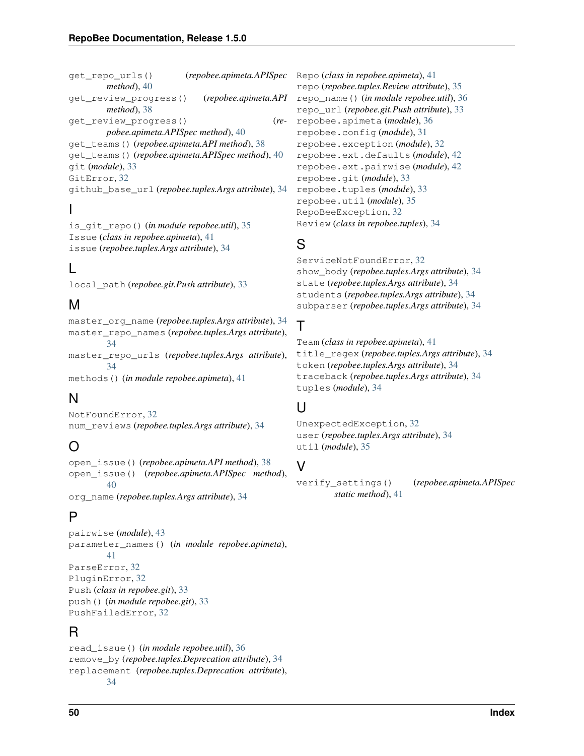get_repo_urls() (*repobee.apimeta.APISpec method*), 40
get_review_progress() (*repobee.apimeta.API method*), 38
get_review_progress() (*repobee.apimeta.APISpec method*), 40
get_teams() (*repobee.apimeta.API method*), 38
get_teams() (*repobee.apimeta.APISpec method*), 40
git (*module*), 33
GitError, 32
github_base_url (*repobee.tuples.Args attribute*), 34

## I

is_git_repo() (*in module repobee.util*), 35
Issue (*class in repobee.apimeta*), 41
issue (*repobee.tuples.Args attribute*), 34

## L

local_path (*repobee.git.Push attribute*), 33

## M

master_org_name (*repobee.tuples.Args attribute*), 34
master_repo_names (*repobee.tuples.Args attribute*), 34
master_repo_urls (*repobee.tuples.Args attribute*), 34
methods() (*in module repobee.apimeta*), 41

## N

NotFoundError, 32
num_reviews (*repobee.tuples.Args attribute*), 34

## O

open_issue() (*repobee.apimeta.API method*), 38
open_issue() (*repobee.apimeta.APISpec method*), 40
org_name (*repobee.tuples.Args attribute*), 34

## P

pairwise (*module*), 43
parameter_names() (*in module repobee.apimeta*), 41
ParseError, 32
PluginError, 32
Push (*class in repobee.git*), 33
push() (*in module repobee.git*), 33
PushFailedError, 32

## R

read_issue() (*in module repobee.util*), 36
remove_by (*repobee.tuples.Deprecation attribute*), 34
replacement (*repobee.tuples.Deprecation attribute*), 34
Repo (*class in repobee.apimeta*), 41
repo (*repobee.tuples.Review attribute*), 35
repo_name() (*in module repobee.util*), 36
repo_url (*repobee.git.Push attribute*), 33
repobee.apimeta (*module*), 36
repobee.config (*module*), 31
repobee.exception (*module*), 32
repobee.ext.defaults (*module*), 42
repobee.ext.pairwise (*module*), 42
repobee.git (*module*), 33
repobee.tuples (*module*), 33
repobee.util (*module*), 35
RepoBeeException, 32
Review (*class in repobee.tuples*), 34

## S

ServiceNotFoundError, 32
show_body (*repobee.tuples.Args attribute*), 34
state (*repobee.tuples.Args attribute*), 34
students (*repobee.tuples.Args attribute*), 34
subparser (*repobee.tuples.Args attribute*), 34

## T

Team (*class in repobee.apimeta*), 41
title_regex (*repobee.tuples.Args attribute*), 34
token (*repobee.tuples.Args attribute*), 34
traceback (*repobee.tuples.Args attribute*), 34
tuples (*module*), 34

## U

UnexpectedException, 32
user (*repobee.tuples.Args attribute*), 34
util (*module*), 35

## V

verify_settings() (*repobee.apimeta.APISpec static method*), 41